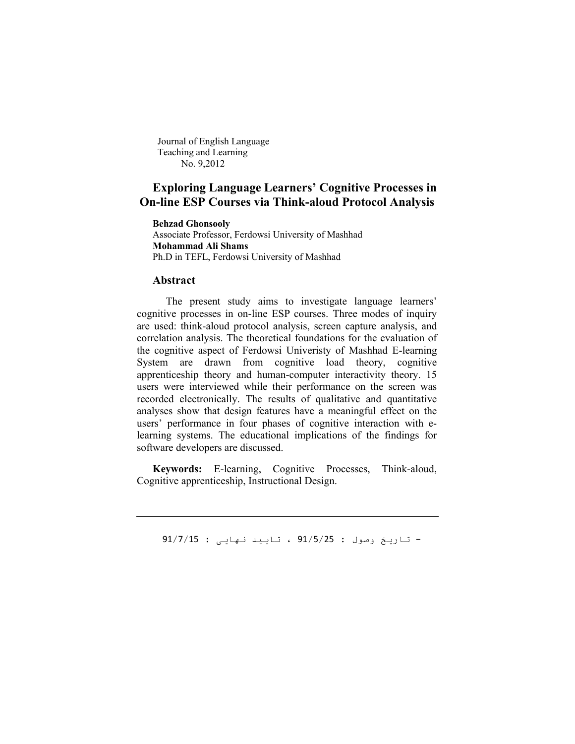Journal of English Language
Teaching and Learning
No. 9,2012

# Exploring Language Learners' Cognitive Processes in On-line ESP Courses via Think-aloud Protocol Analysis

**Behzad Ghonsooly**
Associate Professor, Ferdowsi University of Mashhad
**Mohammad Ali Shams**
Ph.D in TEFL, Ferdowsi University of Mashhad

## Abstract

The present study aims to investigate language learners' cognitive processes in on-line ESP courses. Three modes of inquiry are used: think-aloud protocol analysis, screen capture analysis, and correlation analysis. The theoretical foundations for the evaluation of the cognitive aspect of Ferdowsi Univeristy of Mashhad E-learning System are drawn from cognitive load theory, cognitive apprenticeship theory and human-computer interactivity theory. 15 users were interviewed while their performance on the screen was recorded electronically. The results of qualitative and quantitative analyses show that design features have a meaningful effect on the users' performance in four phases of cognitive interaction with e-learning systems. The educational implications of the findings for software developers are discussed.

**Keywords:** E-learning, Cognitive Processes, Think-aloud, Cognitive apprenticeship, Instructional Design.

---

- تاریخ وصول : 91/5/25 ، تایید نهایی : 91/7/15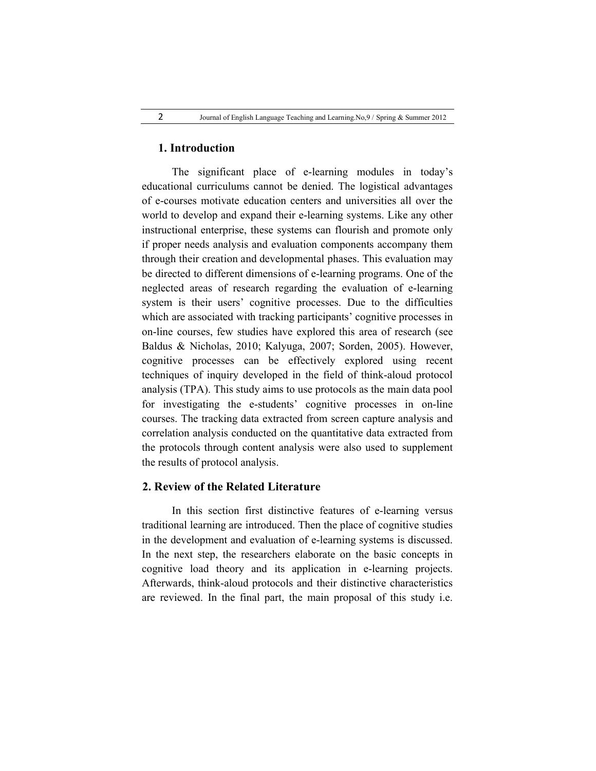## 1. Introduction

The significant place of e-learning modules in today's educational curriculums cannot be denied. The logistical advantages of e-courses motivate education centers and universities all over the world to develop and expand their e-learning systems. Like any other instructional enterprise, these systems can flourish and promote only if proper needs analysis and evaluation components accompany them through their creation and developmental phases. This evaluation may be directed to different dimensions of e-learning programs. One of the neglected areas of research regarding the evaluation of e-learning system is their users' cognitive processes. Due to the difficulties which are associated with tracking participants' cognitive processes in on-line courses, few studies have explored this area of research (see Baldus & Nicholas, 2010; Kalyuga, 2007; Sorden, 2005). However, cognitive processes can be effectively explored using recent techniques of inquiry developed in the field of think-aloud protocol analysis (TPA). This study aims to use protocols as the main data pool for investigating the e-students' cognitive processes in on-line courses. The tracking data extracted from screen capture analysis and correlation analysis conducted on the quantitative data extracted from the protocols through content analysis were also used to supplement the results of protocol analysis.

## 2. Review of the Related Literature

In this section first distinctive features of e-learning versus traditional learning are introduced. Then the place of cognitive studies in the development and evaluation of e-learning systems is discussed. In the next step, the researchers elaborate on the basic concepts in cognitive load theory and its application in e-learning projects. Afterwards, think-aloud protocols and their distinctive characteristics are reviewed. In the final part, the main proposal of this study i.e.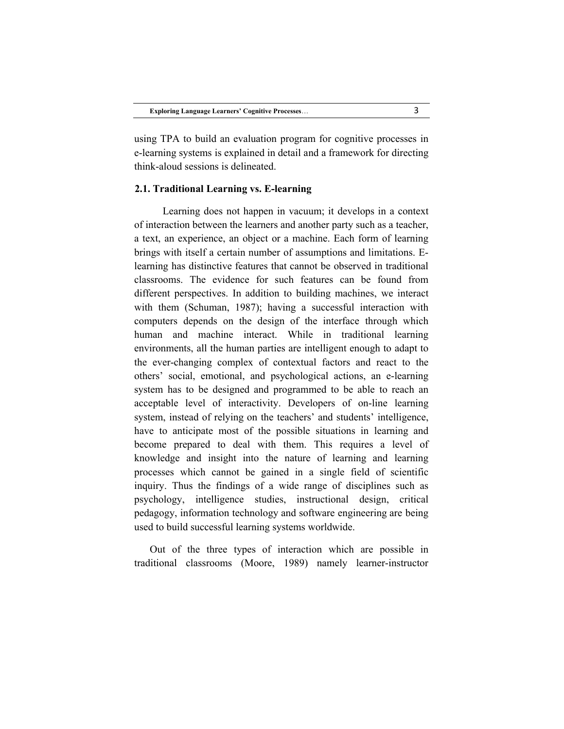using TPA to build an evaluation program for cognitive processes in e-learning systems is explained in detail and a framework for directing think-aloud sessions is delineated.

### 2.1. Traditional Learning vs. E-learning

Learning does not happen in vacuum; it develops in a context of interaction between the learners and another party such as a teacher, a text, an experience, an object or a machine. Each form of learning brings with itself a certain number of assumptions and limitations. E-learning has distinctive features that cannot be observed in traditional classrooms. The evidence for such features can be found from different perspectives. In addition to building machines, we interact with them (Schuman, 1987); having a successful interaction with computers depends on the design of the interface through which human and machine interact. While in traditional learning environments, all the human parties are intelligent enough to adapt to the ever-changing complex of contextual factors and react to the others' social, emotional, and psychological actions, an e-learning system has to be designed and programmed to be able to reach an acceptable level of interactivity. Developers of on-line learning system, instead of relying on the teachers' and students' intelligence, have to anticipate most of the possible situations in learning and become prepared to deal with them. This requires a level of knowledge and insight into the nature of learning and learning processes which cannot be gained in a single field of scientific inquiry. Thus the findings of a wide range of disciplines such as psychology, intelligence studies, instructional design, critical pedagogy, information technology and software engineering are being used to build successful learning systems worldwide.

Out of the three types of interaction which are possible in traditional classrooms (Moore, 1989) namely learner-instructor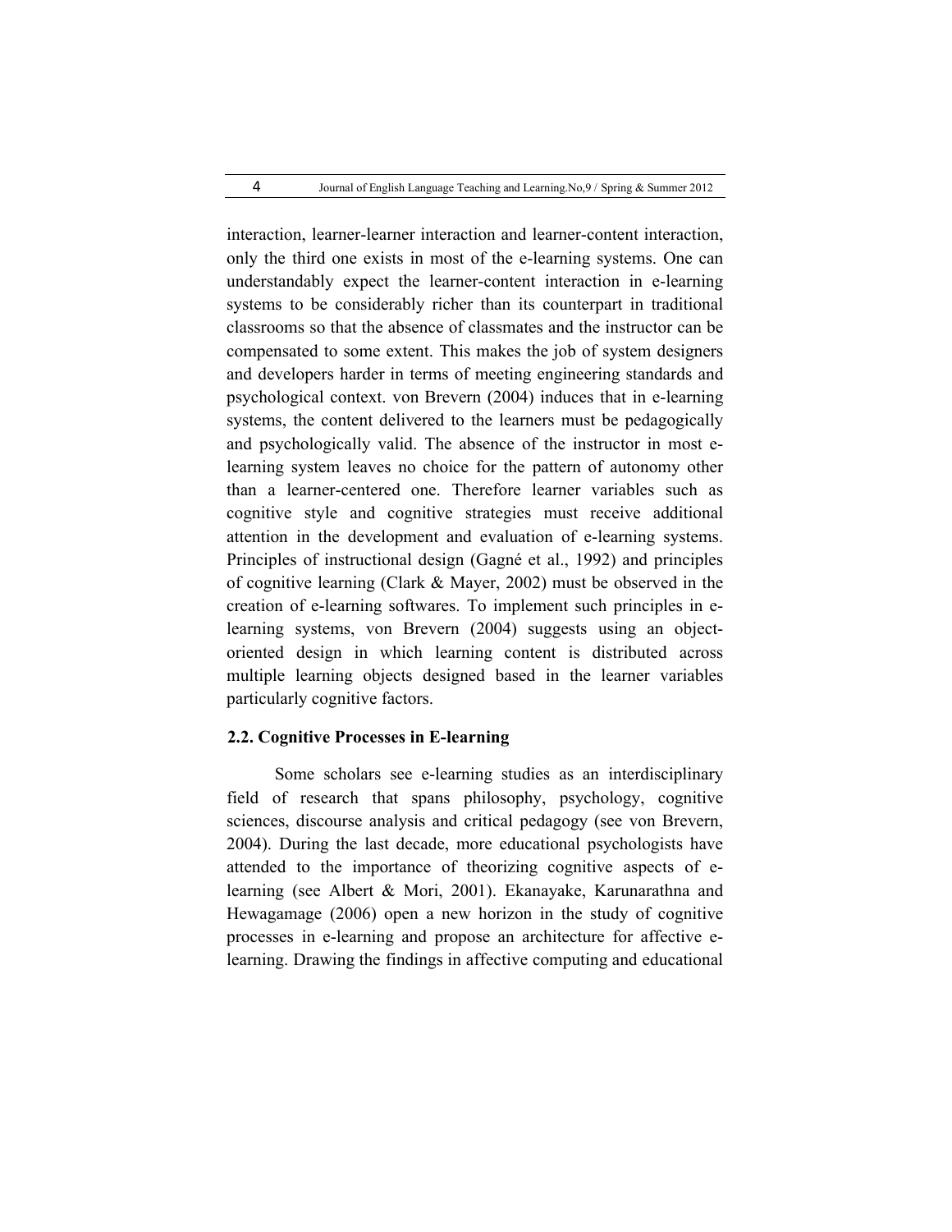interaction, learner-learner interaction and learner-content interaction, only the third one exists in most of the e-learning systems. One can understandably expect the learner-content interaction in e-learning systems to be considerably richer than its counterpart in traditional classrooms so that the absence of classmates and the instructor can be compensated to some extent. This makes the job of system designers and developers harder in terms of meeting engineering standards and psychological context. von Brevern (2004) induces that in e-learning systems, the content delivered to the learners must be pedagogically and psychologically valid. The absence of the instructor in most e-learning system leaves no choice for the pattern of autonomy other than a learner-centered one. Therefore learner variables such as cognitive style and cognitive strategies must receive additional attention in the development and evaluation of e-learning systems. Principles of instructional design (Gagné et al., 1992) and principles of cognitive learning (Clark & Mayer, 2002) must be observed in the creation of e-learning softwares. To implement such principles in e-learning systems, von Brevern (2004) suggests using an object-oriented design in which learning content is distributed across multiple learning objects designed based in the learner variables particularly cognitive factors.

### 2.2. Cognitive Processes in E-learning

Some scholars see e-learning studies as an interdisciplinary field of research that spans philosophy, psychology, cognitive sciences, discourse analysis and critical pedagogy (see von Brevern, 2004). During the last decade, more educational psychologists have attended to the importance of theorizing cognitive aspects of e-learning (see Albert & Mori, 2001). Ekanayake, Karunarathna and Hewagamage (2006) open a new horizon in the study of cognitive processes in e-learning and propose an architecture for affective e-learning. Drawing the findings in affective computing and educational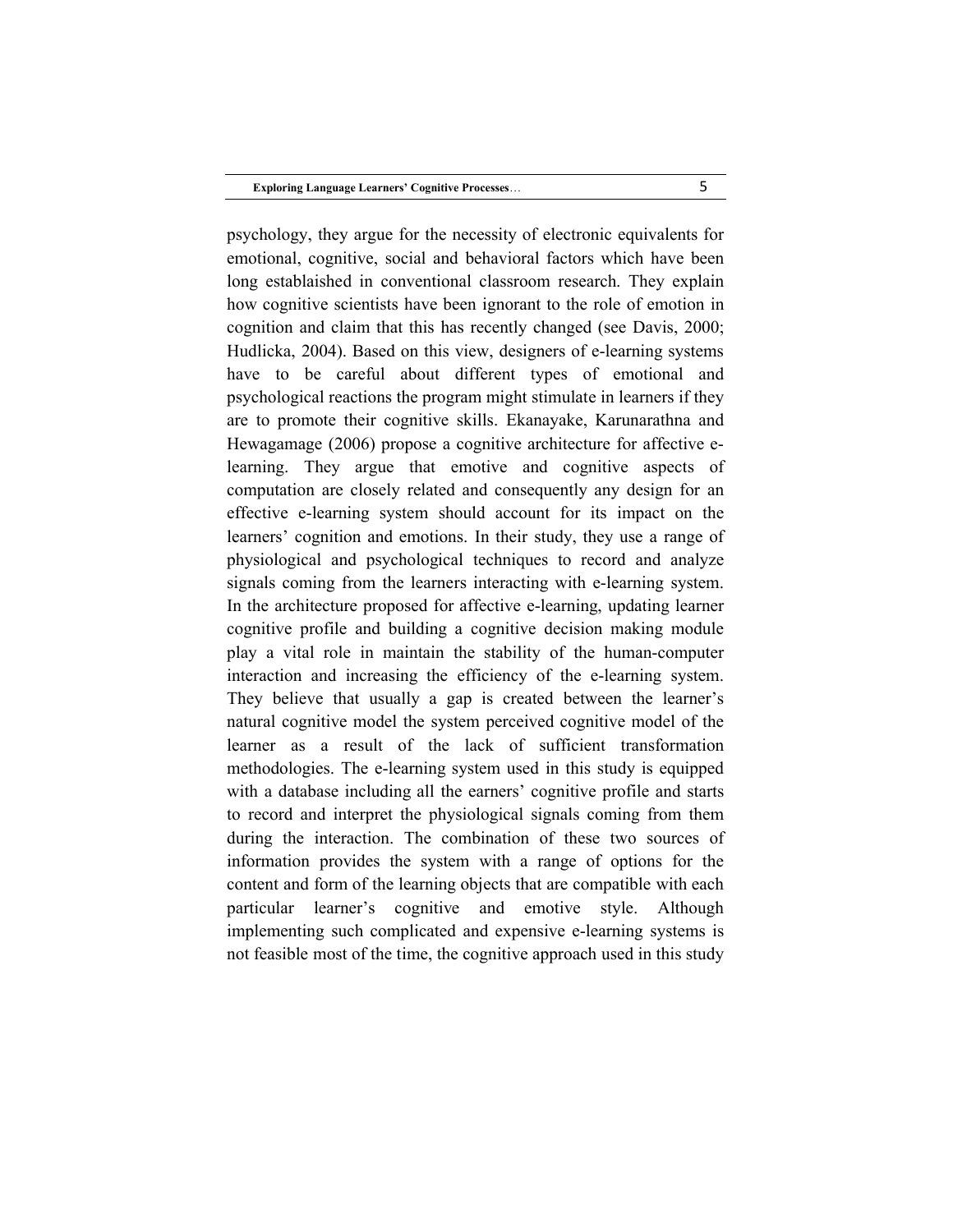psychology, they argue for the necessity of electronic equivalents for emotional, cognitive, social and behavioral factors which have been long establaished in conventional classroom research. They explain how cognitive scientists have been ignorant to the role of emotion in cognition and claim that this has recently changed (see Davis, 2000; Hudlicka, 2004). Based on this view, designers of e-learning systems have to be careful about different types of emotional and psychological reactions the program might stimulate in learners if they are to promote their cognitive skills. Ekanayake, Karunarathna and Hewagamage (2006) propose a cognitive architecture for affective e-learning. They argue that emotive and cognitive aspects of computation are closely related and consequently any design for an effective e-learning system should account for its impact on the learners' cognition and emotions. In their study, they use a range of physiological and psychological techniques to record and analyze signals coming from the learners interacting with e-learning system. In the architecture proposed for affective e-learning, updating learner cognitive profile and building a cognitive decision making module play a vital role in maintain the stability of the human-computer interaction and increasing the efficiency of the e-learning system. They believe that usually a gap is created between the learner's natural cognitive model the system perceived cognitive model of the learner as a result of the lack of sufficient transformation methodologies. The e-learning system used in this study is equipped with a database including all the earners' cognitive profile and starts to record and interpret the physiological signals coming from them during the interaction. The combination of these two sources of information provides the system with a range of options for the content and form of the learning objects that are compatible with each particular learner's cognitive and emotive style. Although implementing such complicated and expensive e-learning systems is not feasible most of the time, the cognitive approach used in this study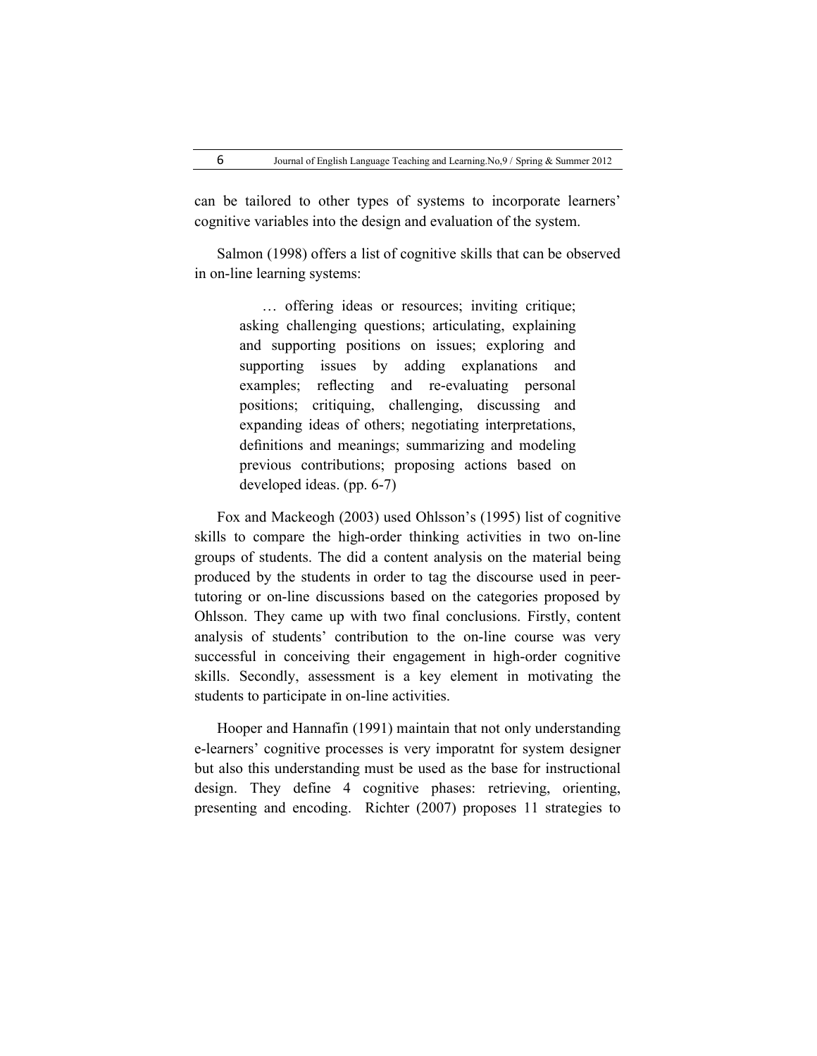can be tailored to other types of systems to incorporate learners' cognitive variables into the design and evaluation of the system.

Salmon (1998) offers a list of cognitive skills that can be observed in on-line learning systems:

> … offering ideas or resources; inviting critique; asking challenging questions; articulating, explaining and supporting positions on issues; exploring and supporting issues by adding explanations and examples; reflecting and re-evaluating personal positions; critiquing, challenging, discussing and expanding ideas of others; negotiating interpretations, definitions and meanings; summarizing and modeling previous contributions; proposing actions based on developed ideas. (pp. 6-7)

Fox and Mackeogh (2003) used Ohlsson's (1995) list of cognitive skills to compare the high-order thinking activities in two on-line groups of students. The did a content analysis on the material being produced by the students in order to tag the discourse used in peer-tutoring or on-line discussions based on the categories proposed by Ohlsson. They came up with two final conclusions. Firstly, content analysis of students' contribution to the on-line course was very successful in conceiving their engagement in high-order cognitive skills. Secondly, assessment is a key element in motivating the students to participate in on-line activities.

Hooper and Hannafin (1991) maintain that not only understanding e-learners' cognitive processes is very imporatnt for system designer but also this understanding must be used as the base for instructional design. They define 4 cognitive phases: retrieving, orienting, presenting and encoding. Richter (2007) proposes 11 strategies to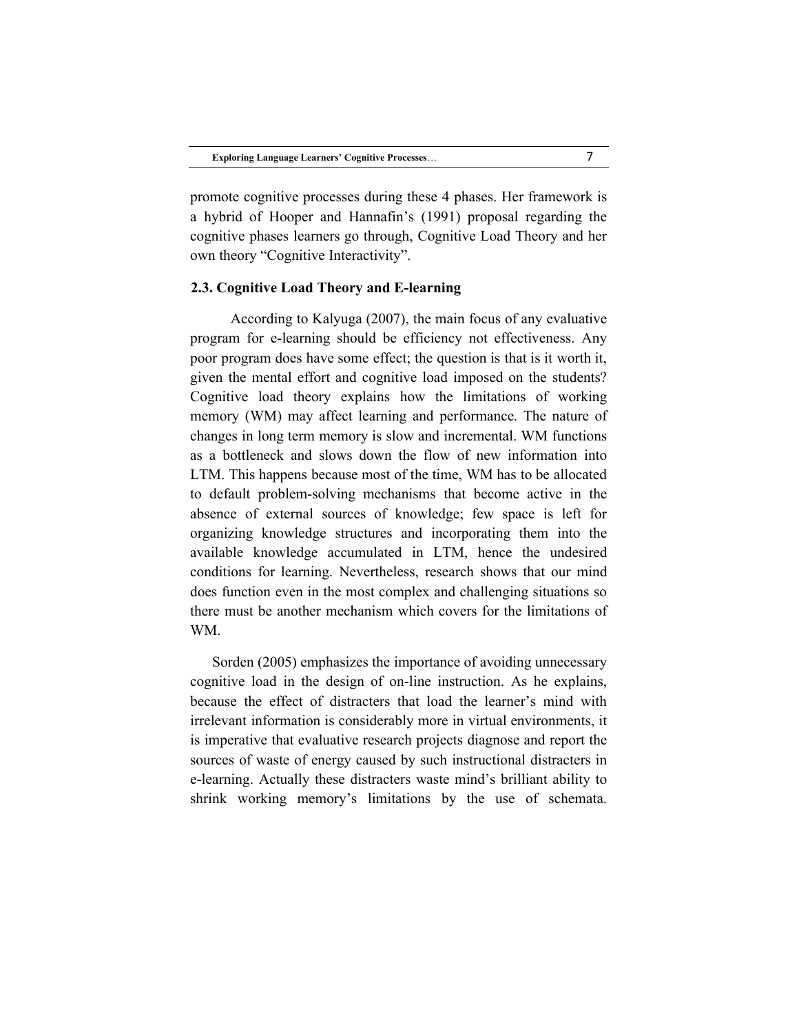promote cognitive processes during these 4 phases. Her framework is a hybrid of Hooper and Hannafin's (1991) proposal regarding the cognitive phases learners go through, Cognitive Load Theory and her own theory "Cognitive Interactivity".

### 2.3. Cognitive Load Theory and E-learning

According to Kalyuga (2007), the main focus of any evaluative program for e-learning should be efficiency not effectiveness. Any poor program does have some effect; the question is that is it worth it, given the mental effort and cognitive load imposed on the students? Cognitive load theory explains how the limitations of working memory (WM) may affect learning and performance. The nature of changes in long term memory is slow and incremental. WM functions as a bottleneck and slows down the flow of new information into LTM. This happens because most of the time, WM has to be allocated to default problem-solving mechanisms that become active in the absence of external sources of knowledge; few space is left for organizing knowledge structures and incorporating them into the available knowledge accumulated in LTM, hence the undesired conditions for learning. Nevertheless, research shows that our mind does function even in the most complex and challenging situations so there must be another mechanism which covers for the limitations of WM.

Sorden (2005) emphasizes the importance of avoiding unnecessary cognitive load in the design of on-line instruction. As he explains, because the effect of distracters that load the learner's mind with irrelevant information is considerably more in virtual environments, it is imperative that evaluative research projects diagnose and report the sources of waste of energy caused by such instructional distracters in e-learning. Actually these distracters waste mind's brilliant ability to shrink working memory's limitations by the use of schemata.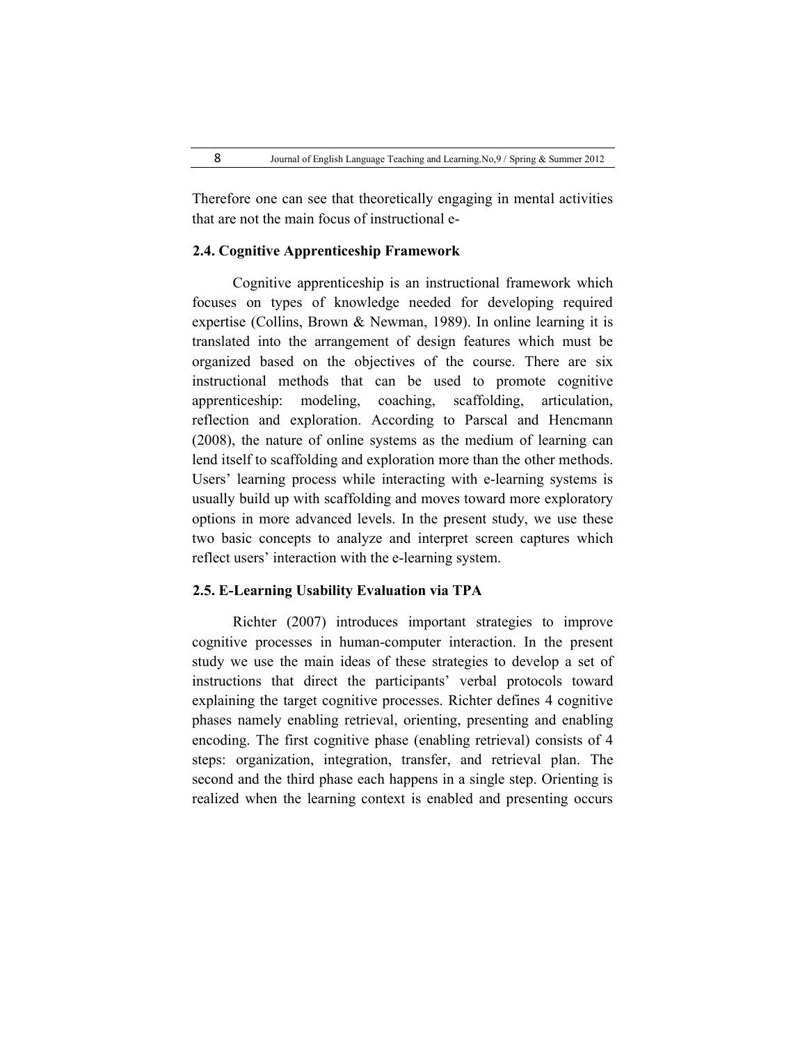Therefore one can see that theoretically engaging in mental activities that are not the main focus of instructional e-

### 2.4. Cognitive Apprenticeship Framework

Cognitive apprenticeship is an instructional framework which focuses on types of knowledge needed for developing required expertise (Collins, Brown & Newman, 1989). In online learning it is translated into the arrangement of design features which must be organized based on the objectives of the course. There are six instructional methods that can be used to promote cognitive apprenticeship: modeling, coaching, scaffolding, articulation, reflection and exploration. According to Parscal and Hencmann (2008), the nature of online systems as the medium of learning can lend itself to scaffolding and exploration more than the other methods. Users' learning process while interacting with e-learning systems is usually build up with scaffolding and moves toward more exploratory options in more advanced levels. In the present study, we use these two basic concepts to analyze and interpret screen captures which reflect users' interaction with the e-learning system.

### 2.5. E-Learning Usability Evaluation via TPA

Richter (2007) introduces important strategies to improve cognitive processes in human-computer interaction. In the present study we use the main ideas of these strategies to develop a set of instructions that direct the participants' verbal protocols toward explaining the target cognitive processes. Richter defines 4 cognitive phases namely enabling retrieval, orienting, presenting and enabling encoding. The first cognitive phase (enabling retrieval) consists of 4 steps: organization, integration, transfer, and retrieval plan. The second and the third phase each happens in a single step. Orienting is realized when the learning context is enabled and presenting occurs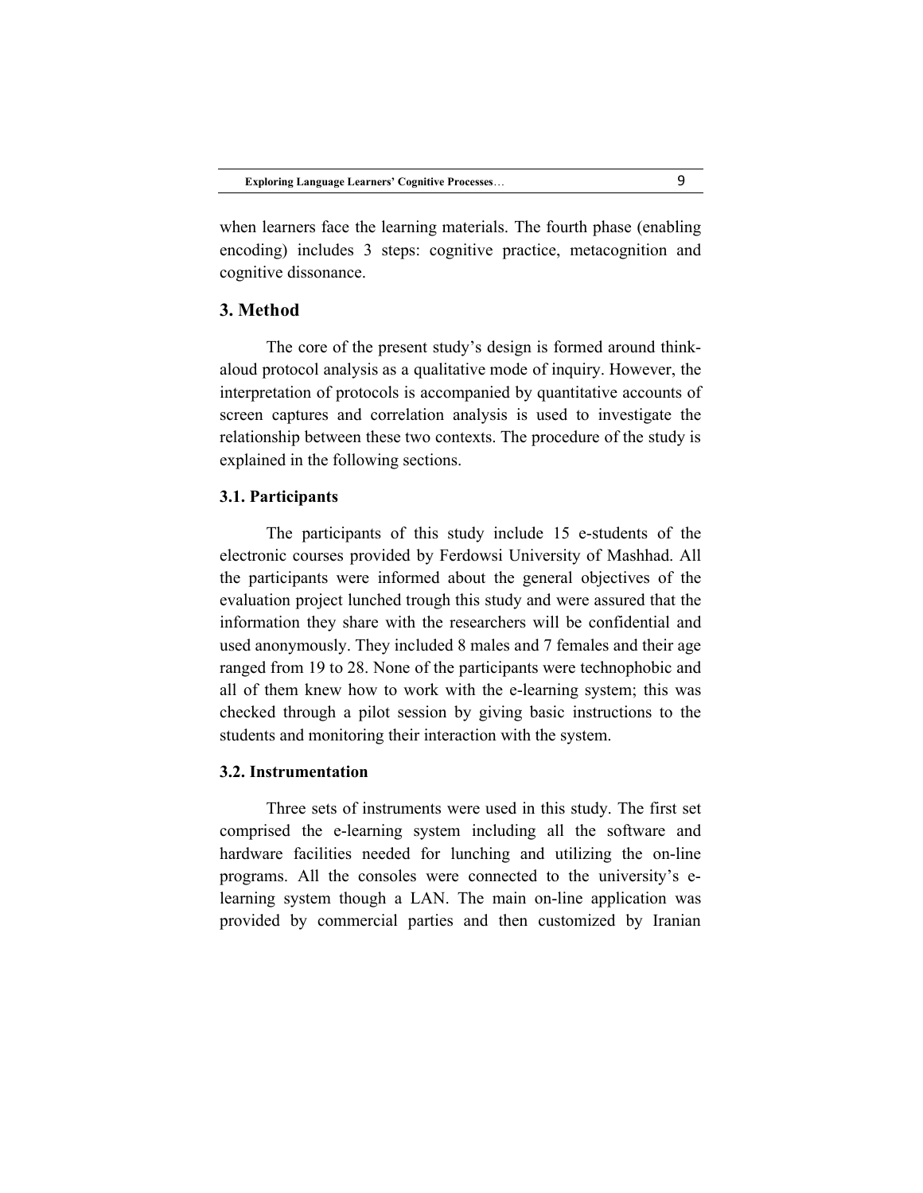when learners face the learning materials. The fourth phase (enabling encoding) includes 3 steps: cognitive practice, metacognition and cognitive dissonance.

## 3. Method

The core of the present study's design is formed around think-aloud protocol analysis as a qualitative mode of inquiry. However, the interpretation of protocols is accompanied by quantitative accounts of screen captures and correlation analysis is used to investigate the relationship between these two contexts. The procedure of the study is explained in the following sections.

### 3.1. Participants

The participants of this study include 15 e-students of the electronic courses provided by Ferdowsi University of Mashhad. All the participants were informed about the general objectives of the evaluation project lunched trough this study and were assured that the information they share with the researchers will be confidential and used anonymously. They included 8 males and 7 females and their age ranged from 19 to 28. None of the participants were technophobic and all of them knew how to work with the e-learning system; this was checked through a pilot session by giving basic instructions to the students and monitoring their interaction with the system.

### 3.2. Instrumentation

Three sets of instruments were used in this study. The first set comprised the e-learning system including all the software and hardware facilities needed for lunching and utilizing the on-line programs. All the consoles were connected to the university's e-learning system though a LAN. The main on-line application was provided by commercial parties and then customized by Iranian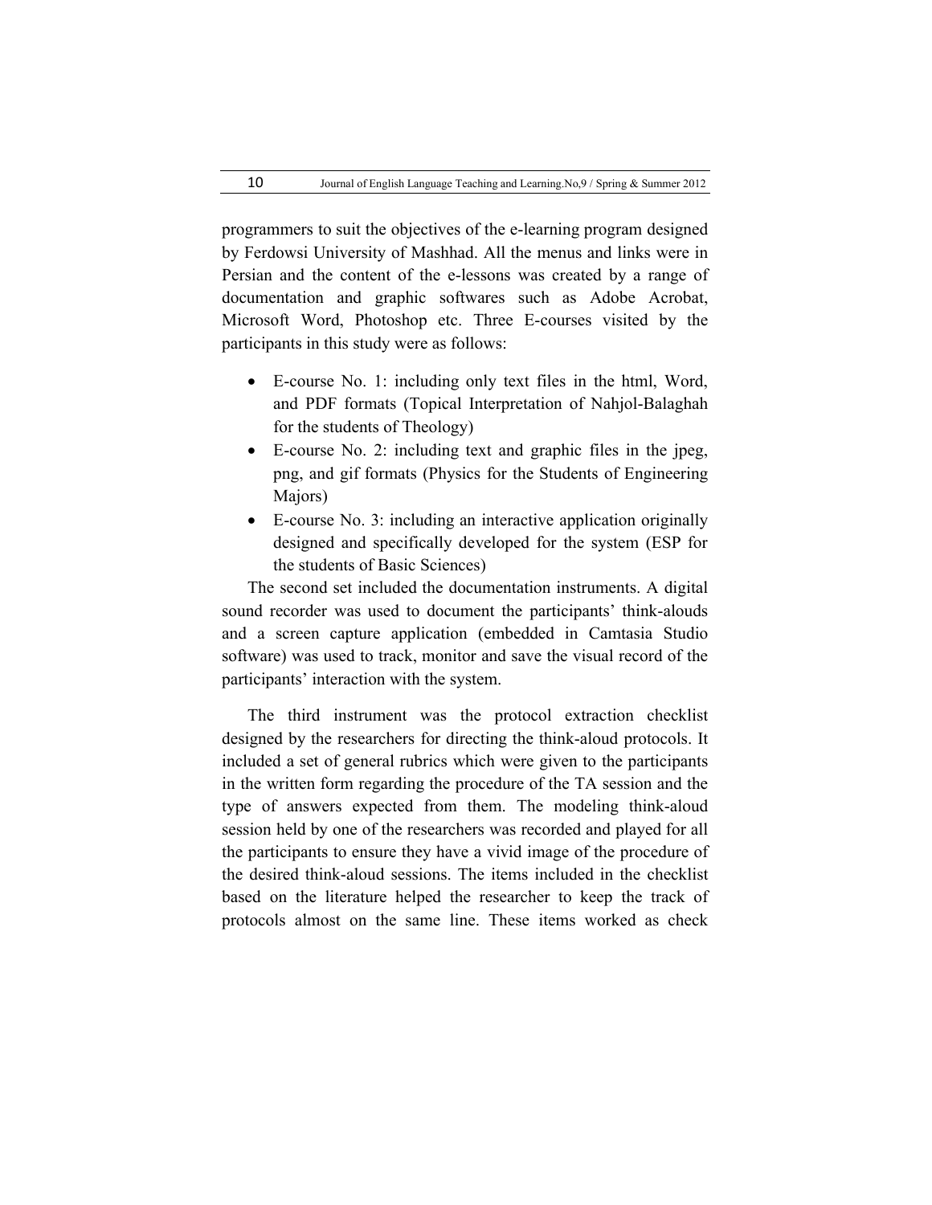programmers to suit the objectives of the e-learning program designed by Ferdowsi University of Mashhad. All the menus and links were in Persian and the content of the e-lessons was created by a range of documentation and graphic softwares such as Adobe Acrobat, Microsoft Word, Photoshop etc. Three E-courses visited by the participants in this study were as follows:

- E-course No. 1: including only text files in the html, Word, and PDF formats (Topical Interpretation of Nahjol-Balaghah for the students of Theology)
- E-course No. 2: including text and graphic files in the jpeg, png, and gif formats (Physics for the Students of Engineering Majors)
- E-course No. 3: including an interactive application originally designed and specifically developed for the system (ESP for the students of Basic Sciences)

The second set included the documentation instruments. A digital sound recorder was used to document the participants' think-alouds and a screen capture application (embedded in Camtasia Studio software) was used to track, monitor and save the visual record of the participants' interaction with the system.

The third instrument was the protocol extraction checklist designed by the researchers for directing the think-aloud protocols. It included a set of general rubrics which were given to the participants in the written form regarding the procedure of the TA session and the type of answers expected from them. The modeling think-aloud session held by one of the researchers was recorded and played for all the participants to ensure they have a vivid image of the procedure of the desired think-aloud sessions. The items included in the checklist based on the literature helped the researcher to keep the track of protocols almost on the same line. These items worked as check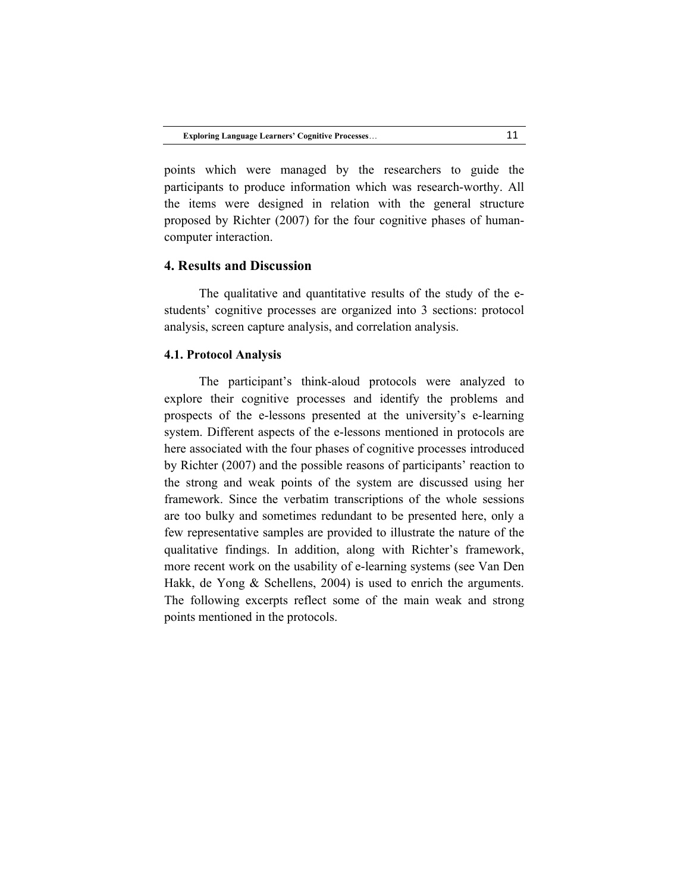points which were managed by the researchers to guide the participants to produce information which was research-worthy. All the items were designed in relation with the general structure proposed by Richter (2007) for the four cognitive phases of human-computer interaction.

## 4. Results and Discussion

The qualitative and quantitative results of the study of the e-students' cognitive processes are organized into 3 sections: protocol analysis, screen capture analysis, and correlation analysis.

### 4.1. Protocol Analysis

The participant's think-aloud protocols were analyzed to explore their cognitive processes and identify the problems and prospects of the e-lessons presented at the university's e-learning system. Different aspects of the e-lessons mentioned in protocols are here associated with the four phases of cognitive processes introduced by Richter (2007) and the possible reasons of participants' reaction to the strong and weak points of the system are discussed using her framework. Since the verbatim transcriptions of the whole sessions are too bulky and sometimes redundant to be presented here, only a few representative samples are provided to illustrate the nature of the qualitative findings. In addition, along with Richter's framework, more recent work on the usability of e-learning systems (see Van Den Hakk, de Yong & Schellens, 2004) is used to enrich the arguments. The following excerpts reflect some of the main weak and strong points mentioned in the protocols.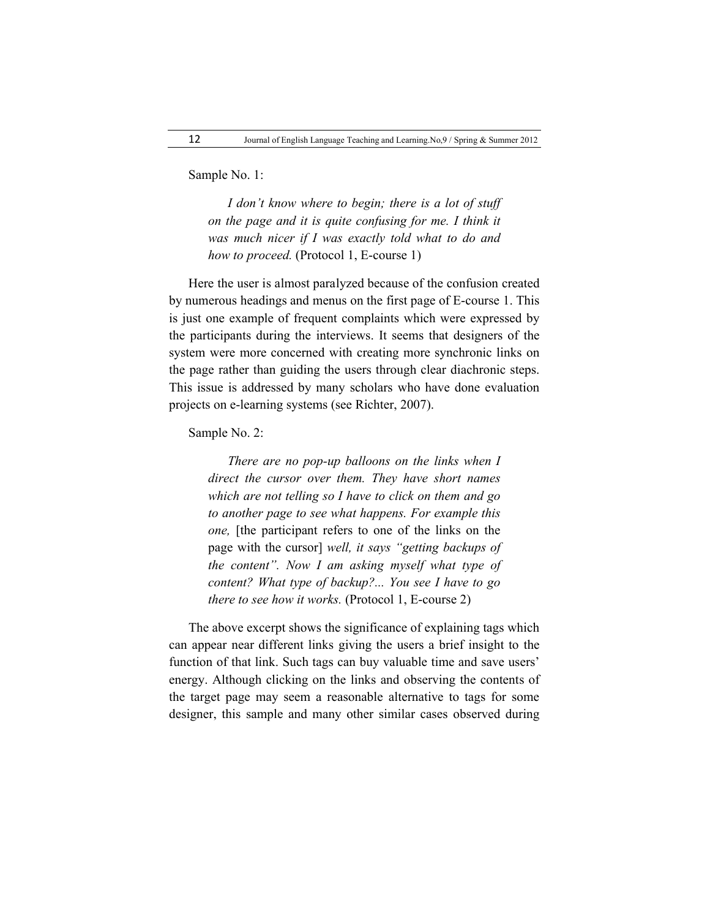Sample No. 1:

> *I don't know where to begin; there is a lot of stuff on the page and it is quite confusing for me. I think it was much nicer if I was exactly told what to do and how to proceed.* (Protocol 1, E-course 1)

Here the user is almost paralyzed because of the confusion created by numerous headings and menus on the first page of E-course 1. This is just one example of frequent complaints which were expressed by the participants during the interviews. It seems that designers of the system were more concerned with creating more synchronic links on the page rather than guiding the users through clear diachronic steps. This issue is addressed by many scholars who have done evaluation projects on e-learning systems (see Richter, 2007).

Sample No. 2:

> *There are no pop-up balloons on the links when I direct the cursor over them. They have short names which are not telling so I have to click on them and go to another page to see what happens. For example this one,* [the participant refers to one of the links on the page with the cursor] *well, it says "getting backups of the content". Now I am asking myself what type of content? What type of backup?... You see I have to go there to see how it works.* (Protocol 1, E-course 2)

The above excerpt shows the significance of explaining tags which can appear near different links giving the users a brief insight to the function of that link. Such tags can buy valuable time and save users' energy. Although clicking on the links and observing the contents of the target page may seem a reasonable alternative to tags for some designer, this sample and many other similar cases observed during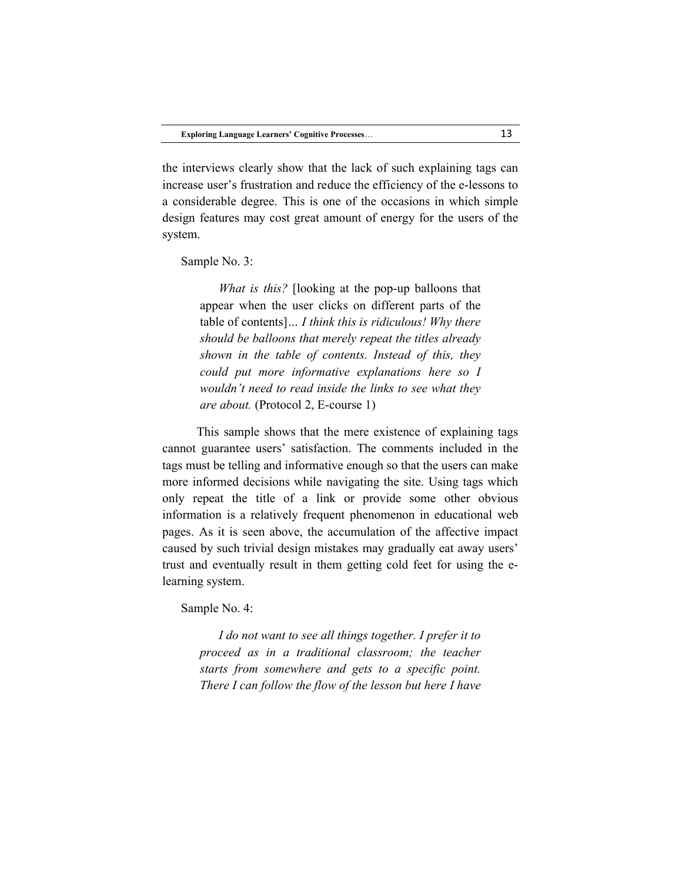the interviews clearly show that the lack of such explaining tags can increase user's frustration and reduce the efficiency of the e-lessons to a considerable degree. This is one of the occasions in which simple design features may cost great amount of energy for the users of the system.

Sample No. 3:

> *What is this?* [looking at the pop-up balloons that appear when the user clicks on different parts of the table of contents]... *I think this is ridiculous! Why there should be balloons that merely repeat the titles already shown in the table of contents. Instead of this, they could put more informative explanations here so I wouldn't need to read inside the links to see what they are about.* (Protocol 2, E-course 1)

This sample shows that the mere existence of explaining tags cannot guarantee users' satisfaction. The comments included in the tags must be telling and informative enough so that the users can make more informed decisions while navigating the site. Using tags which only repeat the title of a link or provide some other obvious information is a relatively frequent phenomenon in educational web pages. As it is seen above, the accumulation of the affective impact caused by such trivial design mistakes may gradually eat away users' trust and eventually result in them getting cold feet for using the e-learning system.

Sample No. 4:

> *I do not want to see all things together. I prefer it to proceed as in a traditional classroom; the teacher starts from somewhere and gets to a specific point. There I can follow the flow of the lesson but here I have*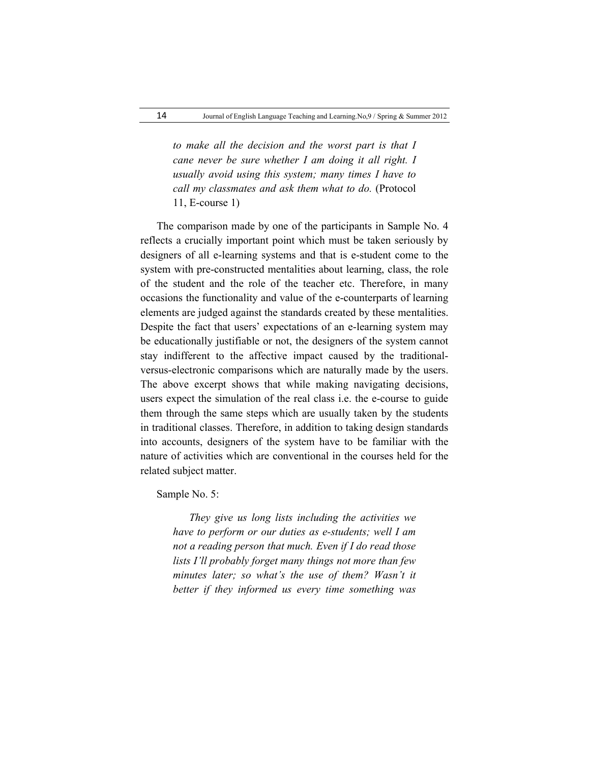*to make all the decision and the worst part is that I cane never be sure whether I am doing it all right. I usually avoid using this system; many times I have to call my classmates and ask them what to do.* (Protocol 11, E-course 1)

The comparison made by one of the participants in Sample No. 4 reflects a crucially important point which must be taken seriously by designers of all e-learning systems and that is e-student come to the system with pre-constructed mentalities about learning, class, the role of the student and the role of the teacher etc. Therefore, in many occasions the functionality and value of the e-counterparts of learning elements are judged against the standards created by these mentalities. Despite the fact that users' expectations of an e-learning system may be educationally justifiable or not, the designers of the system cannot stay indifferent to the affective impact caused by the traditional-versus-electronic comparisons which are naturally made by the users. The above excerpt shows that while making navigating decisions, users expect the simulation of the real class i.e. the e-course to guide them through the same steps which are usually taken by the students in traditional classes. Therefore, in addition to taking design standards into accounts, designers of the system have to be familiar with the nature of activities which are conventional in the courses held for the related subject matter.

Sample No. 5:

*They give us long lists including the activities we have to perform or our duties as e-students; well I am not a reading person that much. Even if I do read those lists I'll probably forget many things not more than few minutes later; so what's the use of them? Wasn't it better if they informed us every time something was*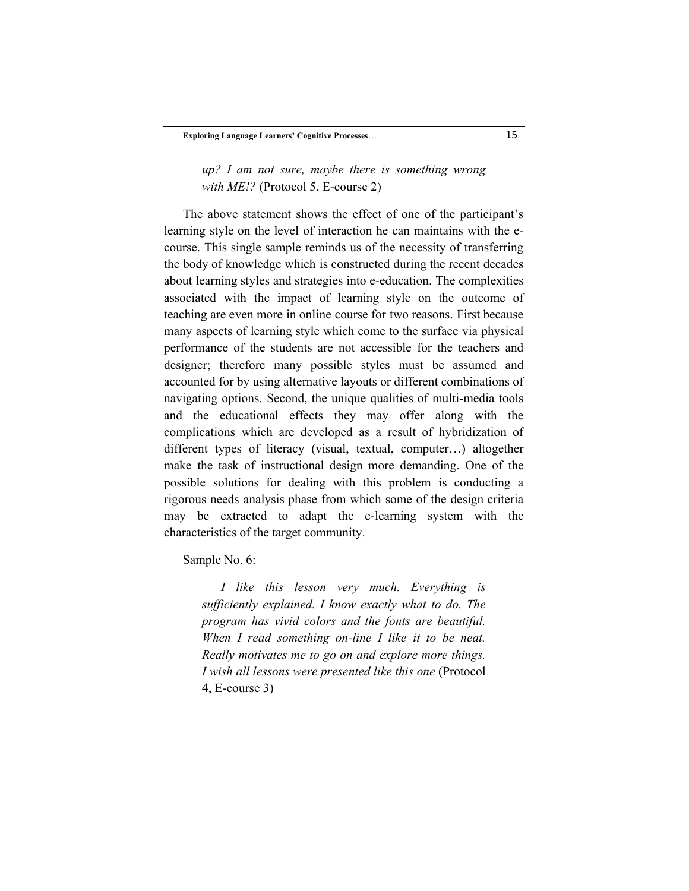> *up? I am not sure, maybe there is something wrong with ME!?* (Protocol 5, E-course 2)

The above statement shows the effect of one of the participant's learning style on the level of interaction he can maintains with the e-course. This single sample reminds us of the necessity of transferring the body of knowledge which is constructed during the recent decades about learning styles and strategies into e-education. The complexities associated with the impact of learning style on the outcome of teaching are even more in online course for two reasons. First because many aspects of learning style which come to the surface via physical performance of the students are not accessible for the teachers and designer; therefore many possible styles must be assumed and accounted for by using alternative layouts or different combinations of navigating options. Second, the unique qualities of multi-media tools and the educational effects they may offer along with the complications which are developed as a result of hybridization of different types of literacy (visual, textual, computer…) altogether make the task of instructional design more demanding. One of the possible solutions for dealing with this problem is conducting a rigorous needs analysis phase from which some of the design criteria may be extracted to adapt the e-learning system with the characteristics of the target community.

Sample No. 6:

> *I like this lesson very much. Everything is sufficiently explained. I know exactly what to do. The program has vivid colors and the fonts are beautiful. When I read something on-line I like it to be neat. Really motivates me to go on and explore more things. I wish all lessons were presented like this one* (Protocol 4, E-course 3)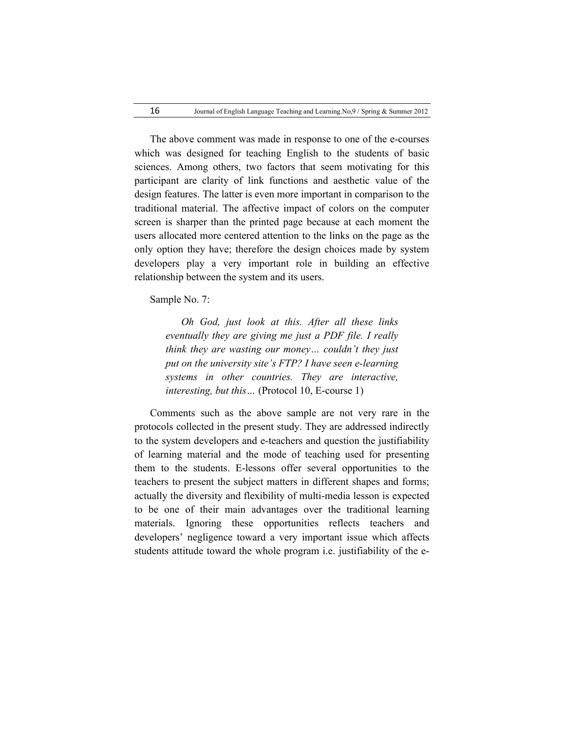The above comment was made in response to one of the e-courses which was designed for teaching English to the students of basic sciences. Among others, two factors that seem motivating for this participant are clarity of link functions and aesthetic value of the design features. The latter is even more important in comparison to the traditional material. The affective impact of colors on the computer screen is sharper than the printed page because at each moment the users allocated more centered attention to the links on the page as the only option they have; therefore the design choices made by system developers play a very important role in building an effective relationship between the system and its users.

Sample No. 7:

> *Oh God, just look at this. After all these links eventually they are giving me just a PDF file. I really think they are wasting our money… couldn't they just put on the university site's FTP? I have seen e-learning systems in other countries. They are interactive, interesting, but this…* (Protocol 10, E-course 1)

Comments such as the above sample are not very rare in the protocols collected in the present study. They are addressed indirectly to the system developers and e-teachers and question the justifiability of learning material and the mode of teaching used for presenting them to the students. E-lessons offer several opportunities to the teachers to present the subject matters in different shapes and forms; actually the diversity and flexibility of multi-media lesson is expected to be one of their main advantages over the traditional learning materials. Ignoring these opportunities reflects teachers and developers' negligence toward a very important issue which affects students attitude toward the whole program i.e. justifiability of the e-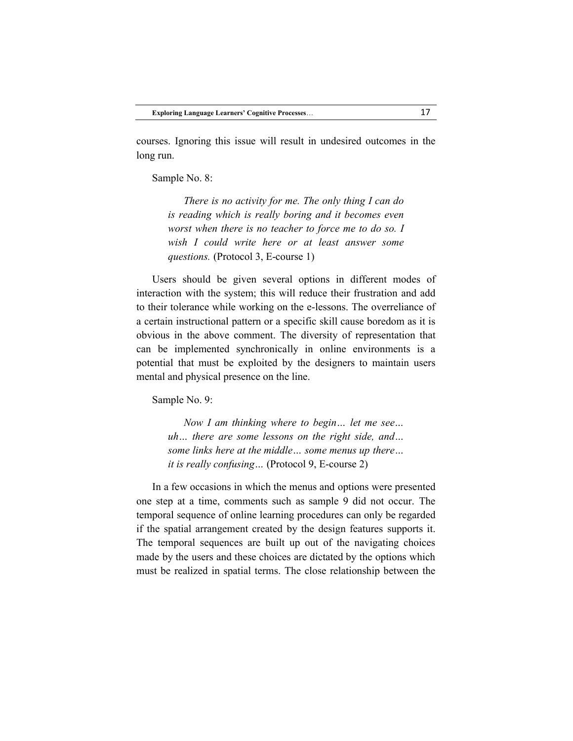courses. Ignoring this issue will result in undesired outcomes in the long run.

Sample No. 8:

> *There is no activity for me. The only thing I can do is reading which is really boring and it becomes even worst when there is no teacher to force me to do so. I wish I could write here or at least answer some questions.* (Protocol 3, E-course 1)

Users should be given several options in different modes of interaction with the system; this will reduce their frustration and add to their tolerance while working on the e-lessons. The overreliance of a certain instructional pattern or a specific skill cause boredom as it is obvious in the above comment. The diversity of representation that can be implemented synchronically in online environments is a potential that must be exploited by the designers to maintain users mental and physical presence on the line.

Sample No. 9:

> *Now I am thinking where to begin… let me see… uh… there are some lessons on the right side, and… some links here at the middle… some menus up there… it is really confusing…* (Protocol 9, E-course 2)

In a few occasions in which the menus and options were presented one step at a time, comments such as sample 9 did not occur. The temporal sequence of online learning procedures can only be regarded if the spatial arrangement created by the design features supports it. The temporal sequences are built up out of the navigating choices made by the users and these choices are dictated by the options which must be realized in spatial terms. The close relationship between the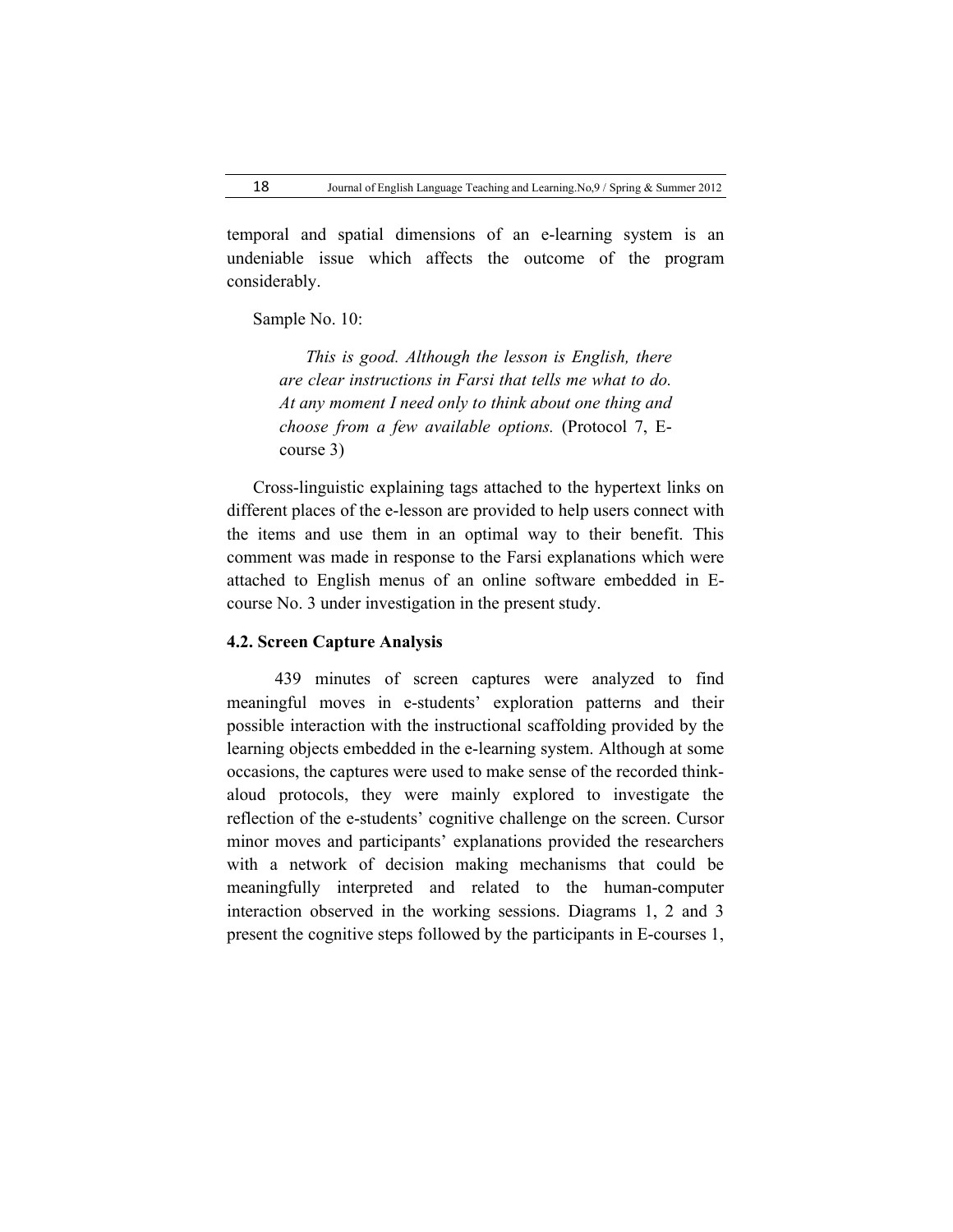temporal and spatial dimensions of an e-learning system is an undeniable issue which affects the outcome of the program considerably.

Sample No. 10:

> *This is good. Although the lesson is English, there are clear instructions in Farsi that tells me what to do. At any moment I need only to think about one thing and choose from a few available options.* (Protocol 7, E-course 3)

Cross-linguistic explaining tags attached to the hypertext links on different places of the e-lesson are provided to help users connect with the items and use them in an optimal way to their benefit. This comment was made in response to the Farsi explanations which were attached to English menus of an online software embedded in E-course No. 3 under investigation in the present study.

### 4.2. Screen Capture Analysis

439 minutes of screen captures were analyzed to find meaningful moves in e-students' exploration patterns and their possible interaction with the instructional scaffolding provided by the learning objects embedded in the e-learning system. Although at some occasions, the captures were used to make sense of the recorded think-aloud protocols, they were mainly explored to investigate the reflection of the e-students' cognitive challenge on the screen. Cursor minor moves and participants' explanations provided the researchers with a network of decision making mechanisms that could be meaningfully interpreted and related to the human-computer interaction observed in the working sessions. Diagrams 1, 2 and 3 present the cognitive steps followed by the participants in E-courses 1,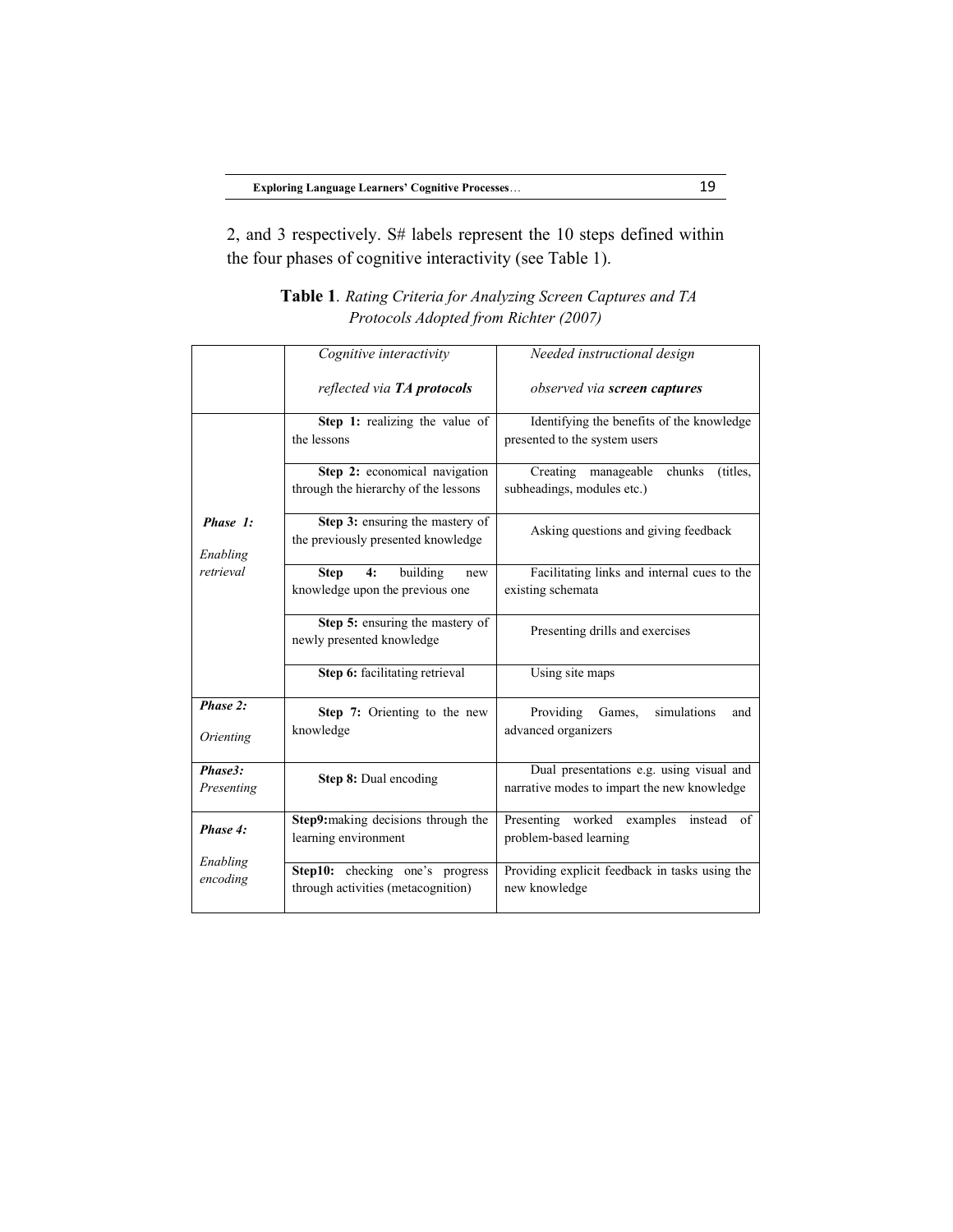2, and 3 respectively. S# labels represent the 10 steps defined within the four phases of cognitive interactivity (see Table 1).

**Table 1**. *Rating Criteria for Analyzing Screen Captures and TA Protocols Adopted from Richter (2007)*

| | *Cognitive interactivity reflected via **TA protocols*** | *Needed instructional design observed via **screen captures*** |
|---|---|---|
| ***Phase 1:*** *Enabling retrieval* | **Step 1:** realizing the value of the lessons | Identifying the benefits of the knowledge presented to the system users |
| | **Step 2:** economical navigation through the hierarchy of the lessons | Creating manageable chunks (titles, subheadings, modules etc.) |
| | **Step 3:** ensuring the mastery of the previously presented knowledge | Asking questions and giving feedback |
| | **Step 4:** building new knowledge upon the previous one | Facilitating links and internal cues to the existing schemata |
| | **Step 5:** ensuring the mastery of newly presented knowledge | Presenting drills and exercises |
| | **Step 6:** facilitating retrieval | Using site maps |
| ***Phase 2:*** *Orienting* | **Step 7:** Orienting to the new knowledge | Providing Games, simulations and advanced organizers |
| ***Phase3:*** *Presenting* | **Step 8:** Dual encoding | Dual presentations e.g. using visual and narrative modes to impart the new knowledge |
| ***Phase 4:*** *Enabling encoding* | **Step9:**making decisions through the learning environment | Presenting worked examples instead of problem-based learning |
| | **Step10:** checking one's progress through activities (metacognition) | Providing explicit feedback in tasks using the new knowledge |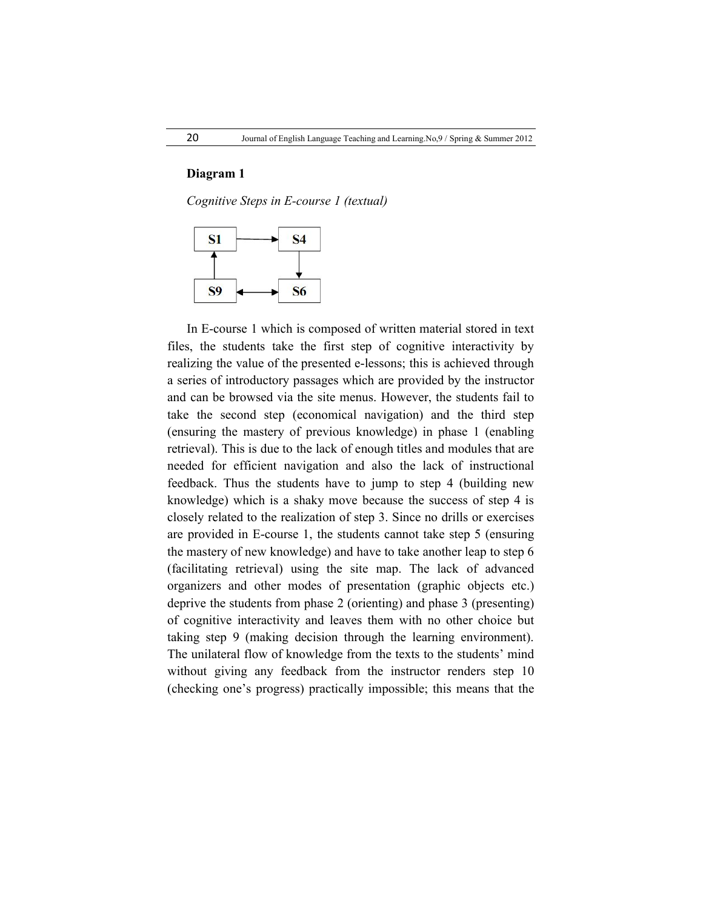**Diagram 1**

*Cognitive Steps in E-course 1 (textual)*

```
S1 ──────► S4
 ▲          │
 │          ▼
S9 ◄─────► S6
```

In E-course 1 which is composed of written material stored in text files, the students take the first step of cognitive interactivity by realizing the value of the presented e-lessons; this is achieved through a series of introductory passages which are provided by the instructor and can be browsed via the site menus. However, the students fail to take the second step (economical navigation) and the third step (ensuring the mastery of previous knowledge) in phase 1 (enabling retrieval). This is due to the lack of enough titles and modules that are needed for efficient navigation and also the lack of instructional feedback. Thus the students have to jump to step 4 (building new knowledge) which is a shaky move because the success of step 4 is closely related to the realization of step 3. Since no drills or exercises are provided in E-course 1, the students cannot take step 5 (ensuring the mastery of new knowledge) and have to take another leap to step 6 (facilitating retrieval) using the site map. The lack of advanced organizers and other modes of presentation (graphic objects etc.) deprive the students from phase 2 (orienting) and phase 3 (presenting) of cognitive interactivity and leaves them with no other choice but taking step 9 (making decision through the learning environment). The unilateral flow of knowledge from the texts to the students' mind without giving any feedback from the instructor renders step 10 (checking one's progress) practically impossible; this means that the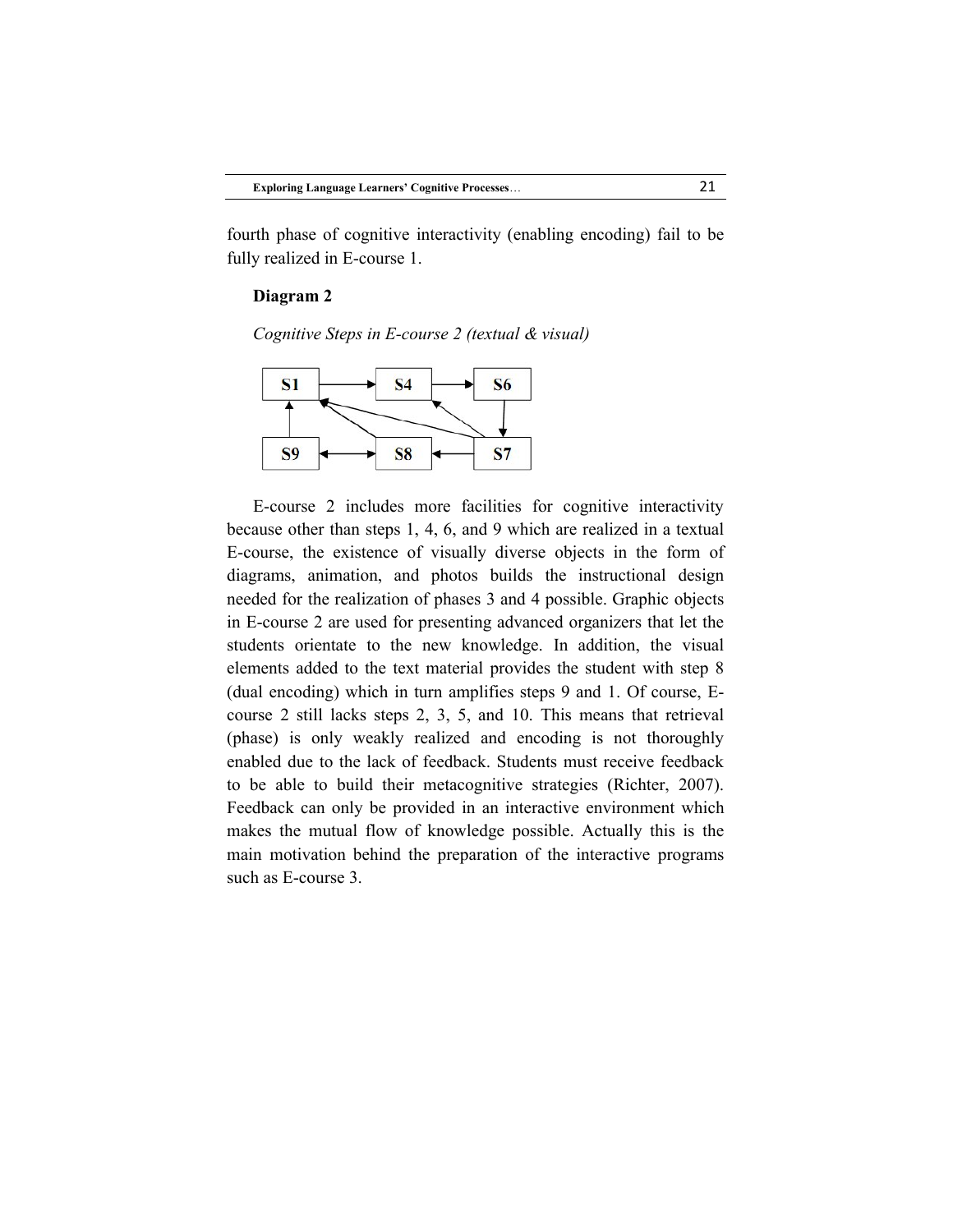fourth phase of cognitive interactivity (enabling encoding) fail to be fully realized in E-course 1.

**Diagram 2**

*Cognitive Steps in E-course 2 (textual & visual)*

E-course 2 includes more facilities for cognitive interactivity because other than steps 1, 4, 6, and 9 which are realized in a textual E-course, the existence of visually diverse objects in the form of diagrams, animation, and photos builds the instructional design needed for the realization of phases 3 and 4 possible. Graphic objects in E-course 2 are used for presenting advanced organizers that let the students orientate to the new knowledge. In addition, the visual elements added to the text material provides the student with step 8 (dual encoding) which in turn amplifies steps 9 and 1. Of course, E-course 2 still lacks steps 2, 3, 5, and 10. This means that retrieval (phase) is only weakly realized and encoding is not thoroughly enabled due to the lack of feedback. Students must receive feedback to be able to build their metacognitive strategies (Richter, 2007). Feedback can only be provided in an interactive environment which makes the mutual flow of knowledge possible. Actually this is the main motivation behind the preparation of the interactive programs such as E-course 3.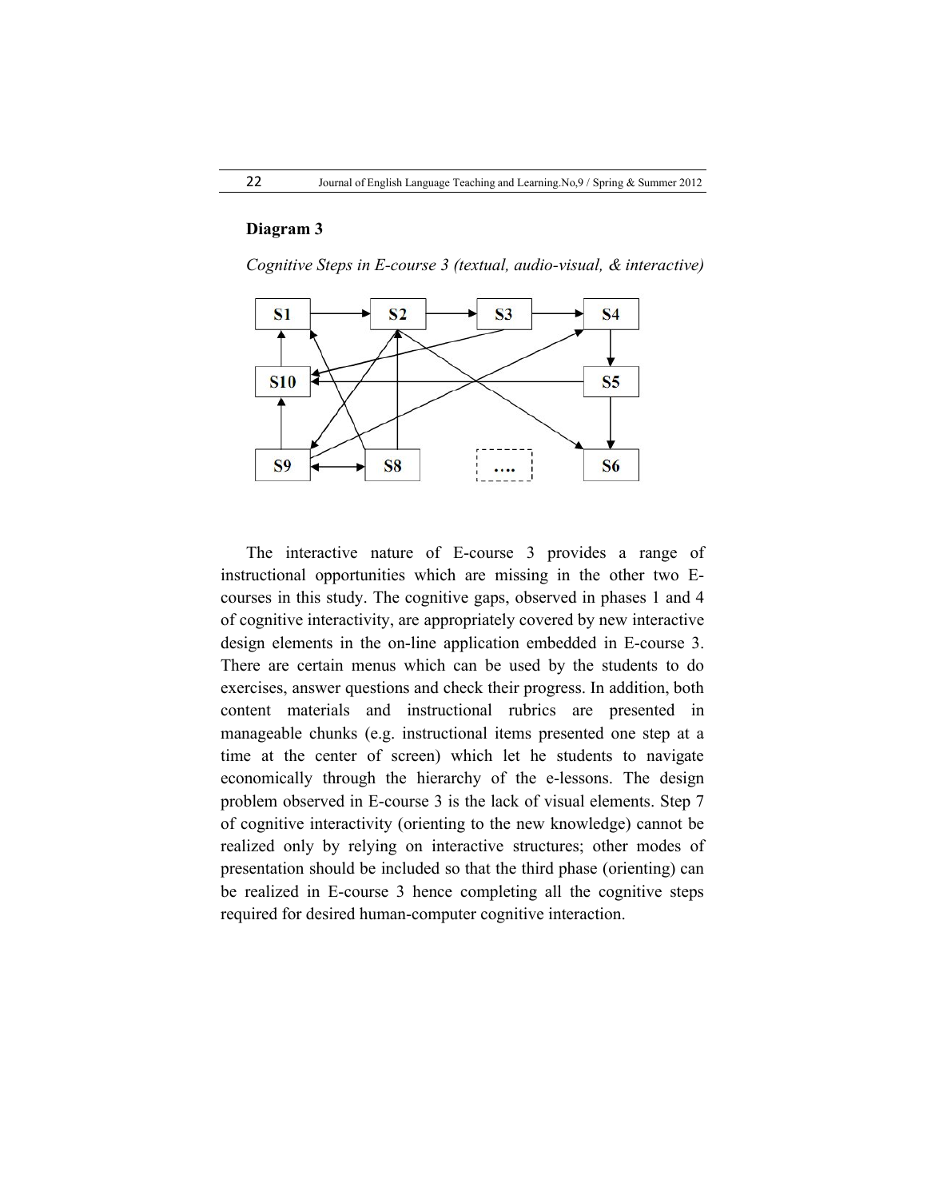**Diagram 3**

*Cognitive Steps in E-course 3 (textual, audio-visual, & interactive)*

The interactive nature of E-course 3 provides a range of instructional opportunities which are missing in the other two E-courses in this study. The cognitive gaps, observed in phases 1 and 4 of cognitive interactivity, are appropriately covered by new interactive design elements in the on-line application embedded in E-course 3. There are certain menus which can be used by the students to do exercises, answer questions and check their progress. In addition, both content materials and instructional rubrics are presented in manageable chunks (e.g. instructional items presented one step at a time at the center of screen) which let he students to navigate economically through the hierarchy of the e-lessons. The design problem observed in E-course 3 is the lack of visual elements. Step 7 of cognitive interactivity (orienting to the new knowledge) cannot be realized only by relying on interactive structures; other modes of presentation should be included so that the third phase (orienting) can be realized in E-course 3 hence completing all the cognitive steps required for desired human-computer cognitive interaction.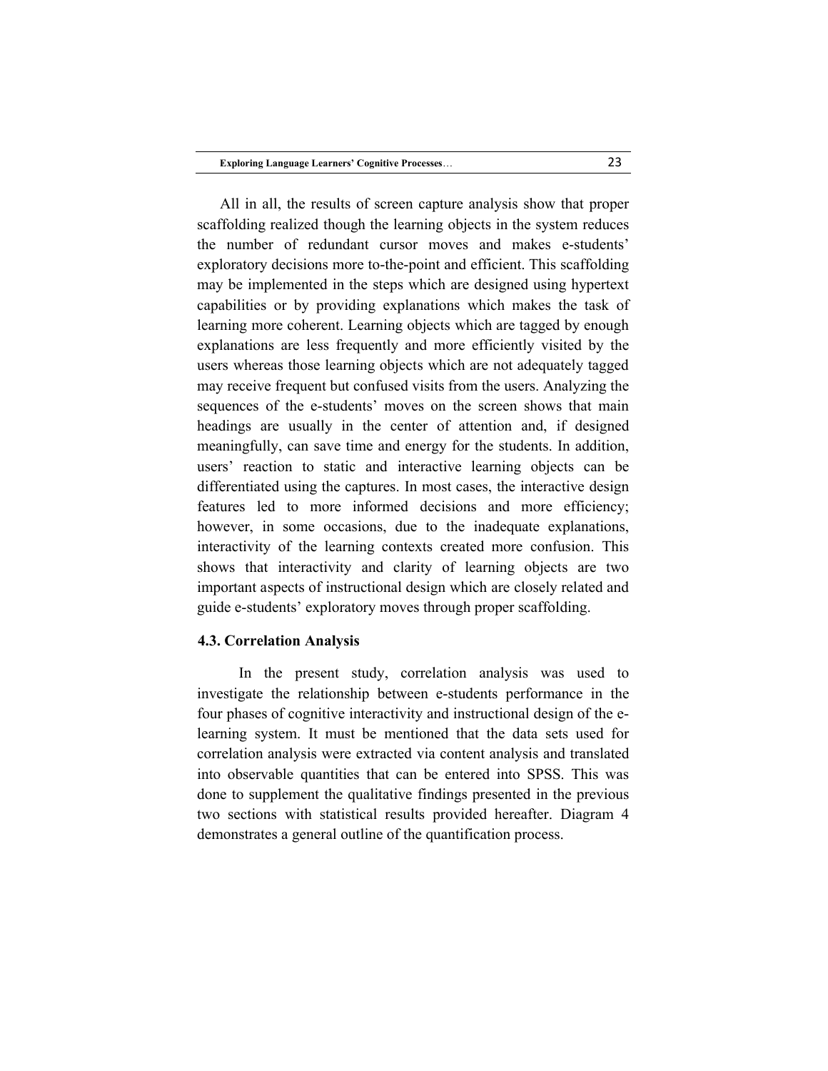All in all, the results of screen capture analysis show that proper scaffolding realized though the learning objects in the system reduces the number of redundant cursor moves and makes e-students' exploratory decisions more to-the-point and efficient. This scaffolding may be implemented in the steps which are designed using hypertext capabilities or by providing explanations which makes the task of learning more coherent. Learning objects which are tagged by enough explanations are less frequently and more efficiently visited by the users whereas those learning objects which are not adequately tagged may receive frequent but confused visits from the users. Analyzing the sequences of the e-students' moves on the screen shows that main headings are usually in the center of attention and, if designed meaningfully, can save time and energy for the students. In addition, users' reaction to static and interactive learning objects can be differentiated using the captures. In most cases, the interactive design features led to more informed decisions and more efficiency; however, in some occasions, due to the inadequate explanations, interactivity of the learning contexts created more confusion. This shows that interactivity and clarity of learning objects are two important aspects of instructional design which are closely related and guide e-students' exploratory moves through proper scaffolding.

### 4.3. Correlation Analysis

In the present study, correlation analysis was used to investigate the relationship between e-students performance in the four phases of cognitive interactivity and instructional design of the e-learning system. It must be mentioned that the data sets used for correlation analysis were extracted via content analysis and translated into observable quantities that can be entered into SPSS. This was done to supplement the qualitative findings presented in the previous two sections with statistical results provided hereafter. Diagram 4 demonstrates a general outline of the quantification process.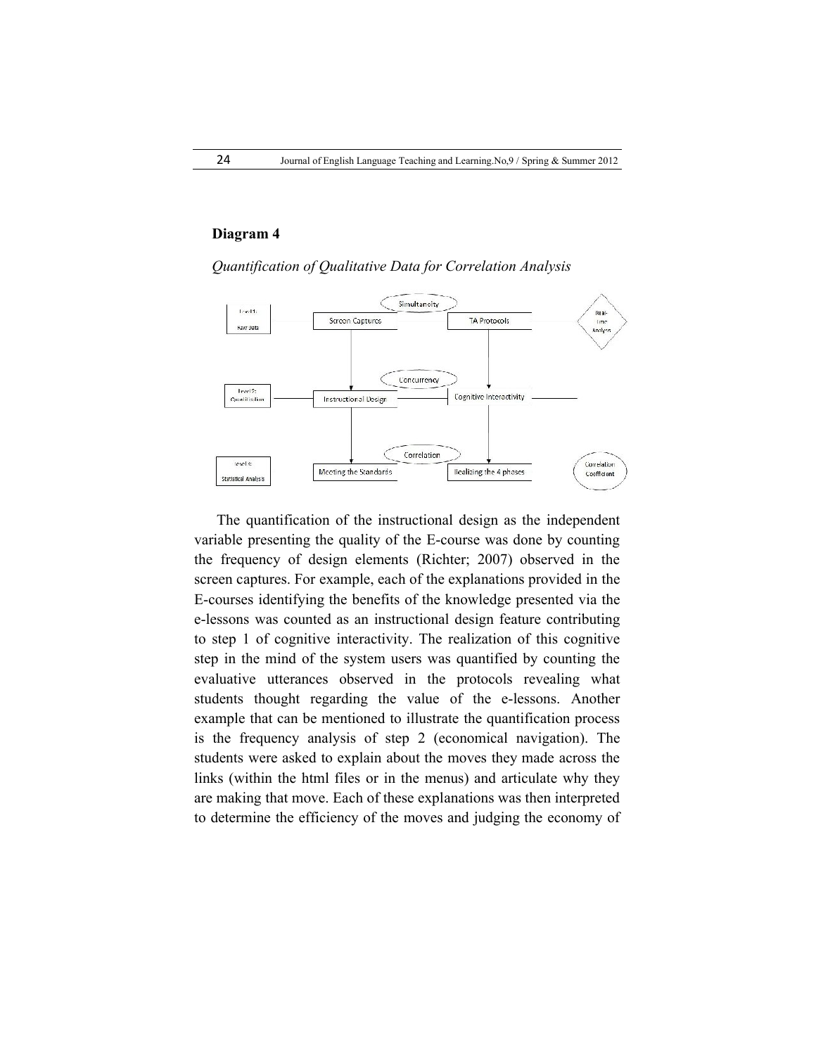**Diagram 4**

*Quantification of Qualitative Data for Correlation Analysis*

The quantification of the instructional design as the independent variable presenting the quality of the E-course was done by counting the frequency of design elements (Richter; 2007) observed in the screen captures. For example, each of the explanations provided in the E-courses identifying the benefits of the knowledge presented via the e-lessons was counted as an instructional design feature contributing to step 1 of cognitive interactivity. The realization of this cognitive step in the mind of the system users was quantified by counting the evaluative utterances observed in the protocols revealing what students thought regarding the value of the e-lessons. Another example that can be mentioned to illustrate the quantification process is the frequency analysis of step 2 (economical navigation). The students were asked to explain about the moves they made across the links (within the html files or in the menus) and articulate why they are making that move. Each of these explanations was then interpreted to determine the efficiency of the moves and judging the economy of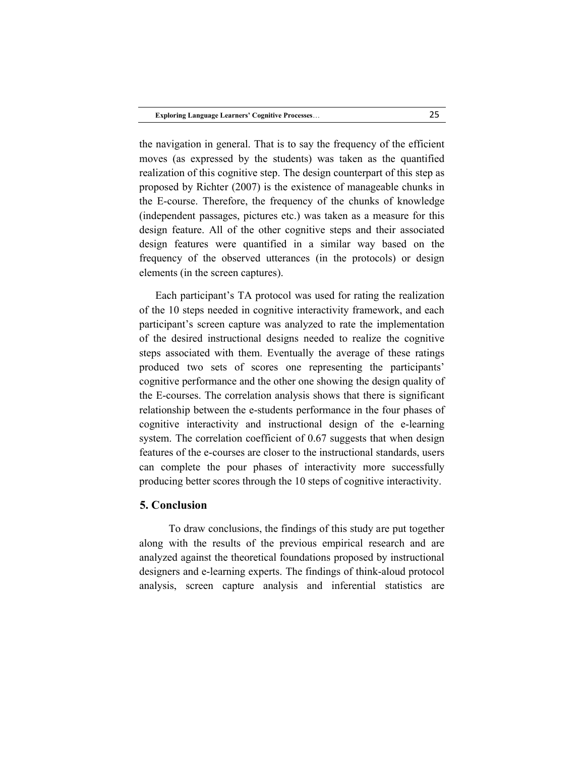the navigation in general. That is to say the frequency of the efficient moves (as expressed by the students) was taken as the quantified realization of this cognitive step. The design counterpart of this step as proposed by Richter (2007) is the existence of manageable chunks in the E-course. Therefore, the frequency of the chunks of knowledge (independent passages, pictures etc.) was taken as a measure for this design feature. All of the other cognitive steps and their associated design features were quantified in a similar way based on the frequency of the observed utterances (in the protocols) or design elements (in the screen captures).

Each participant's TA protocol was used for rating the realization of the 10 steps needed in cognitive interactivity framework, and each participant's screen capture was analyzed to rate the implementation of the desired instructional designs needed to realize the cognitive steps associated with them. Eventually the average of these ratings produced two sets of scores one representing the participants' cognitive performance and the other one showing the design quality of the E-courses. The correlation analysis shows that there is significant relationship between the e-students performance in the four phases of cognitive interactivity and instructional design of the e-learning system. The correlation coefficient of 0.67 suggests that when design features of the e-courses are closer to the instructional standards, users can complete the pour phases of interactivity more successfully producing better scores through the 10 steps of cognitive interactivity.

## 5. Conclusion

To draw conclusions, the findings of this study are put together along with the results of the previous empirical research and are analyzed against the theoretical foundations proposed by instructional designers and e-learning experts. The findings of think-aloud protocol analysis, screen capture analysis and inferential statistics are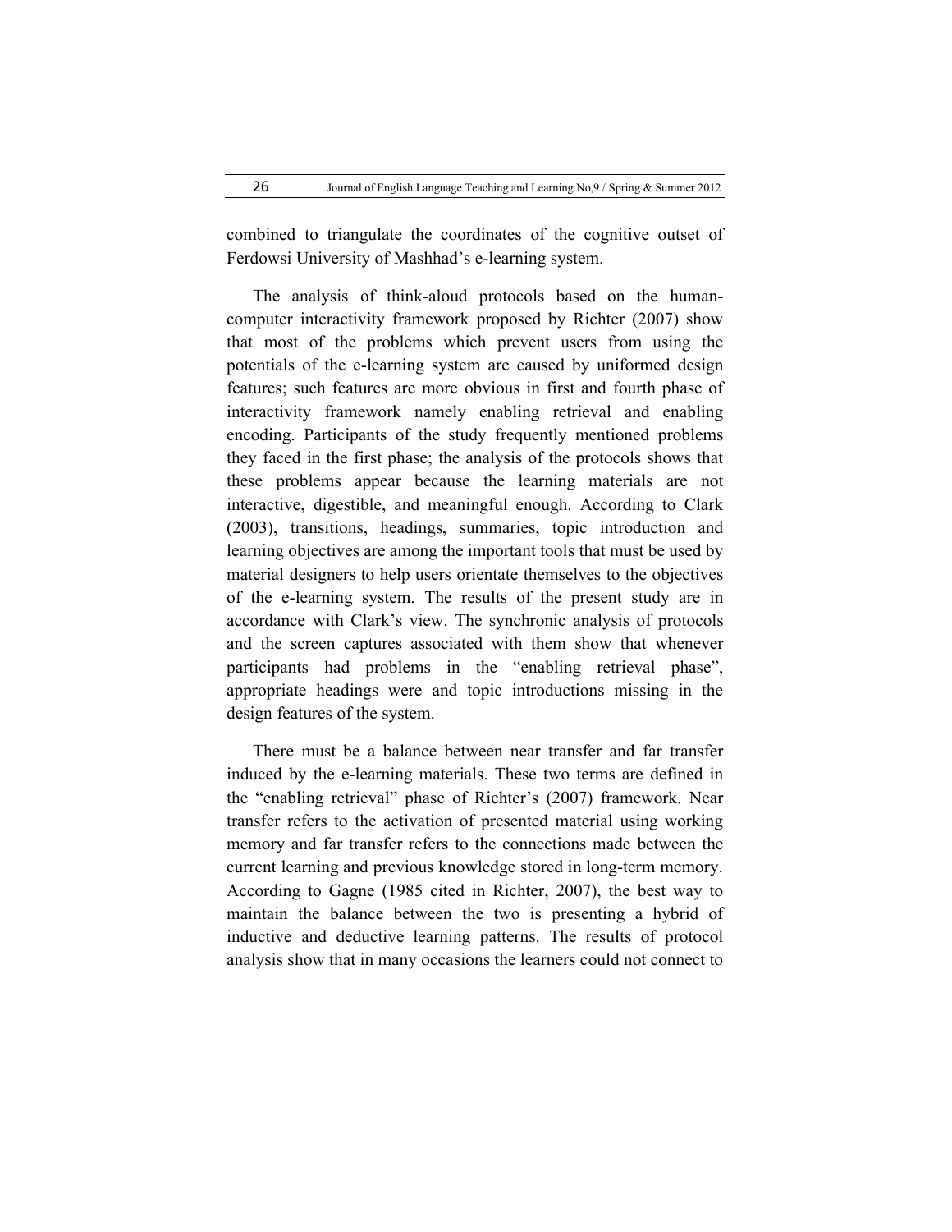combined to triangulate the coordinates of the cognitive outset of Ferdowsi University of Mashhad's e-learning system.

The analysis of think-aloud protocols based on the human-computer interactivity framework proposed by Richter (2007) show that most of the problems which prevent users from using the potentials of the e-learning system are caused by uniformed design features; such features are more obvious in first and fourth phase of interactivity framework namely enabling retrieval and enabling encoding. Participants of the study frequently mentioned problems they faced in the first phase; the analysis of the protocols shows that these problems appear because the learning materials are not interactive, digestible, and meaningful enough. According to Clark (2003), transitions, headings, summaries, topic introduction and learning objectives are among the important tools that must be used by material designers to help users orientate themselves to the objectives of the e-learning system. The results of the present study are in accordance with Clark's view. The synchronic analysis of protocols and the screen captures associated with them show that whenever participants had problems in the "enabling retrieval phase", appropriate headings were and topic introductions missing in the design features of the system.

There must be a balance between near transfer and far transfer induced by the e-learning materials. These two terms are defined in the "enabling retrieval" phase of Richter's (2007) framework. Near transfer refers to the activation of presented material using working memory and far transfer refers to the connections made between the current learning and previous knowledge stored in long-term memory. According to Gagne (1985 cited in Richter, 2007), the best way to maintain the balance between the two is presenting a hybrid of inductive and deductive learning patterns. The results of protocol analysis show that in many occasions the learners could not connect to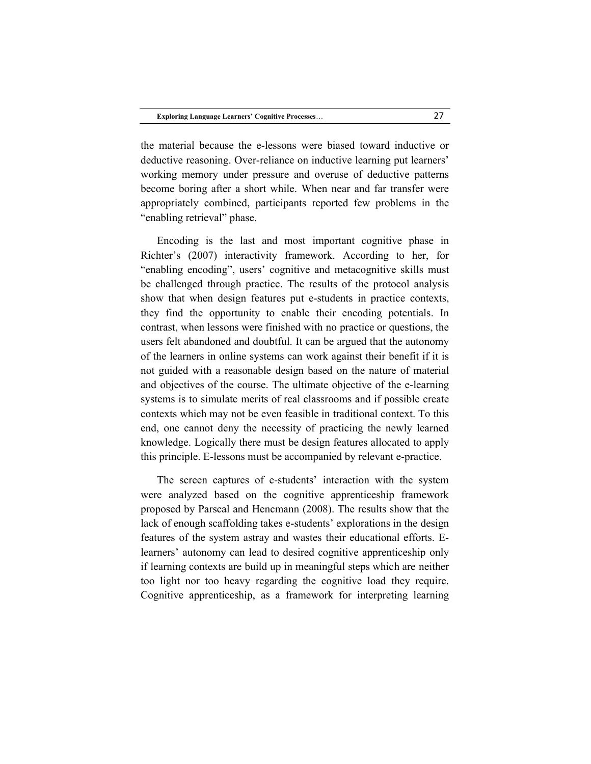the material because the e-lessons were biased toward inductive or deductive reasoning. Over-reliance on inductive learning put learners' working memory under pressure and overuse of deductive patterns become boring after a short while. When near and far transfer were appropriately combined, participants reported few problems in the "enabling retrieval" phase.

Encoding is the last and most important cognitive phase in Richter's (2007) interactivity framework. According to her, for "enabling encoding", users' cognitive and metacognitive skills must be challenged through practice. The results of the protocol analysis show that when design features put e-students in practice contexts, they find the opportunity to enable their encoding potentials. In contrast, when lessons were finished with no practice or questions, the users felt abandoned and doubtful. It can be argued that the autonomy of the learners in online systems can work against their benefit if it is not guided with a reasonable design based on the nature of material and objectives of the course. The ultimate objective of the e-learning systems is to simulate merits of real classrooms and if possible create contexts which may not be even feasible in traditional context. To this end, one cannot deny the necessity of practicing the newly learned knowledge. Logically there must be design features allocated to apply this principle. E-lessons must be accompanied by relevant e-practice.

The screen captures of e-students' interaction with the system were analyzed based on the cognitive apprenticeship framework proposed by Parscal and Hencmann (2008). The results show that the lack of enough scaffolding takes e-students' explorations in the design features of the system astray and wastes their educational efforts. E-learners' autonomy can lead to desired cognitive apprenticeship only if learning contexts are build up in meaningful steps which are neither too light nor too heavy regarding the cognitive load they require. Cognitive apprenticeship, as a framework for interpreting learning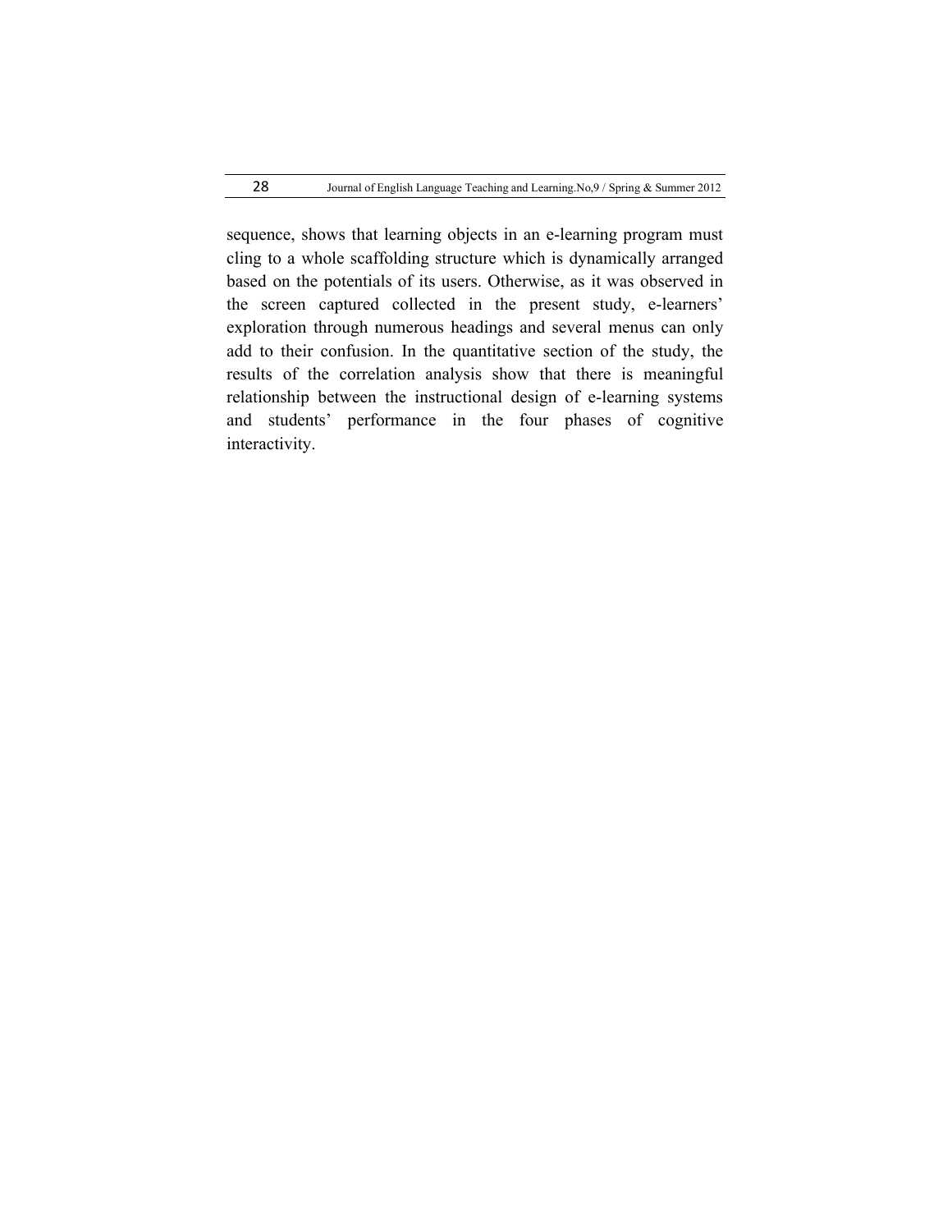sequence, shows that learning objects in an e-learning program must cling to a whole scaffolding structure which is dynamically arranged based on the potentials of its users. Otherwise, as it was observed in the screen captured collected in the present study, e-learners' exploration through numerous headings and several menus can only add to their confusion. In the quantitative section of the study, the results of the correlation analysis show that there is meaningful relationship between the instructional design of e-learning systems and students' performance in the four phases of cognitive interactivity.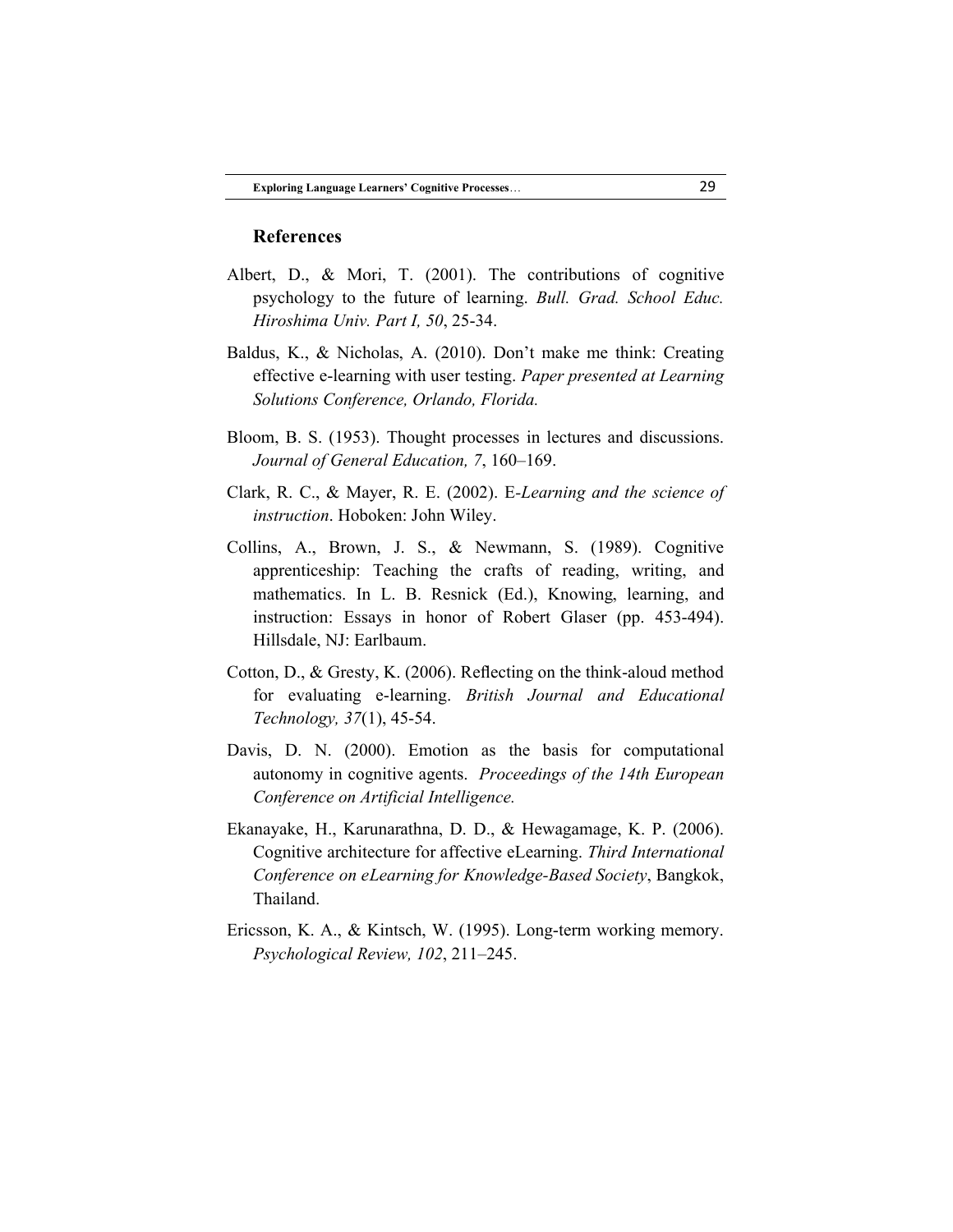## References

Albert, D., & Mori, T. (2001). The contributions of cognitive psychology to the future of learning. *Bull. Grad. School Educ. Hiroshima Univ. Part I, 50*, 25-34.

Baldus, K., & Nicholas, A. (2010). Don't make me think: Creating effective e-learning with user testing. *Paper presented at Learning Solutions Conference, Orlando, Florida.*

Bloom, B. S. (1953). Thought processes in lectures and discussions. *Journal of General Education, 7*, 160–169.

Clark, R. C., & Mayer, R. E. (2002). E-*Learning and the science of instruction*. Hoboken: John Wiley.

Collins, A., Brown, J. S., & Newmann, S. (1989). Cognitive apprenticeship: Teaching the crafts of reading, writing, and mathematics. In L. B. Resnick (Ed.), Knowing, learning, and instruction: Essays in honor of Robert Glaser (pp. 453-494). Hillsdale, NJ: Earlbaum.

Cotton, D., & Gresty, K. (2006). Reflecting on the think-aloud method for evaluating e-learning. *British Journal and Educational Technology, 37*(1), 45-54.

Davis, D. N. (2000). Emotion as the basis for computational autonomy in cognitive agents. *Proceedings of the 14th European Conference on Artificial Intelligence.*

Ekanayake, H., Karunarathna, D. D., & Hewagamage, K. P. (2006). Cognitive architecture for affective eLearning. *Third International Conference on eLearning for Knowledge-Based Society*, Bangkok, Thailand.

Ericsson, K. A., & Kintsch, W. (1995). Long-term working memory. *Psychological Review, 102*, 211–245.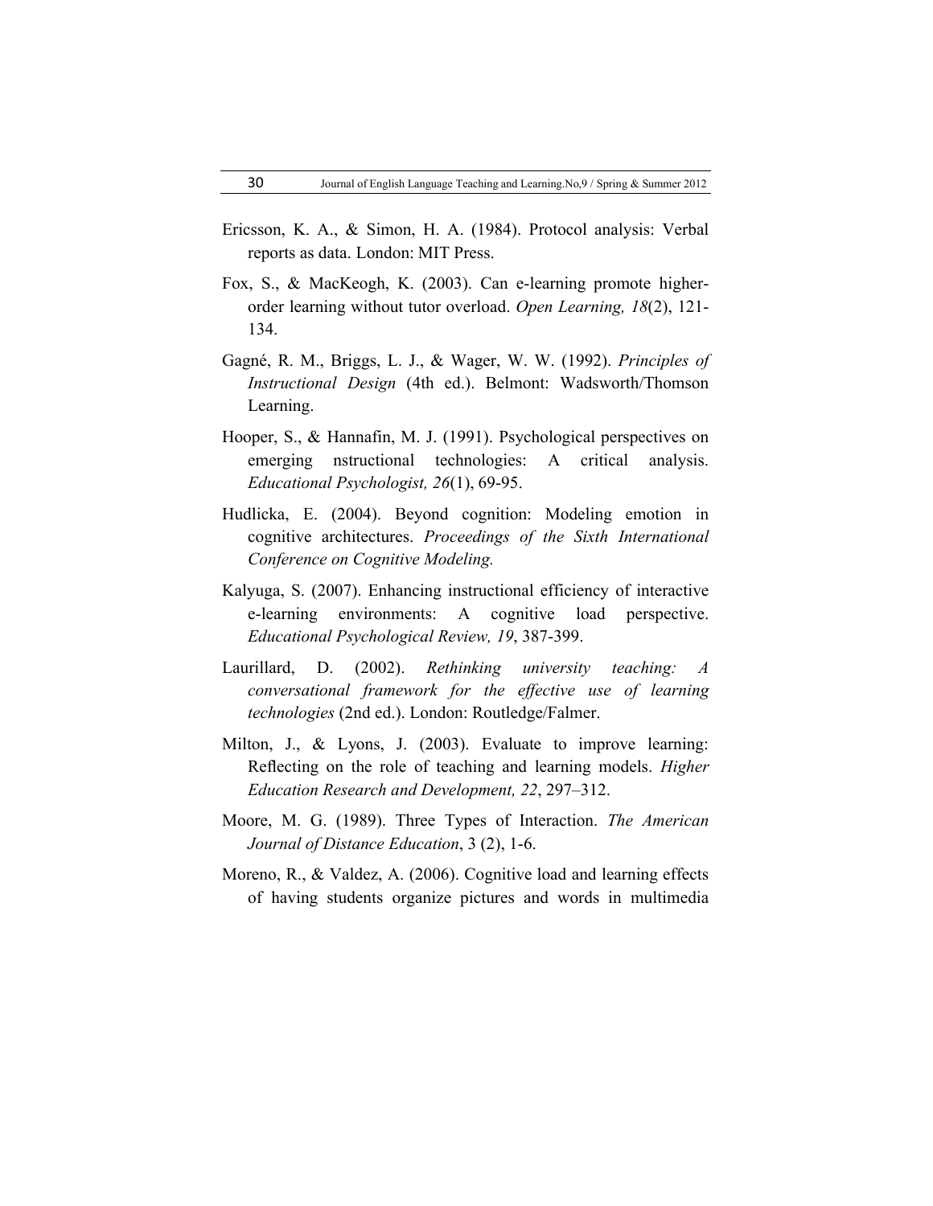Ericsson, K. A., & Simon, H. A. (1984). Protocol analysis: Verbal reports as data. London: MIT Press.

Fox, S., & MacKeogh, K. (2003). Can e-learning promote higher-order learning without tutor overload. *Open Learning, 18*(2), 121-134.

Gagné, R. M., Briggs, L. J., & Wager, W. W. (1992). *Principles of Instructional Design* (4th ed.). Belmont: Wadsworth/Thomson Learning.

Hooper, S., & Hannafin, M. J. (1991). Psychological perspectives on emerging nstructional technologies: A critical analysis. *Educational Psychologist, 26*(1), 69-95.

Hudlicka, E. (2004). Beyond cognition: Modeling emotion in cognitive architectures. *Proceedings of the Sixth International Conference on Cognitive Modeling.*

Kalyuga, S. (2007). Enhancing instructional efficiency of interactive e-learning environments: A cognitive load perspective. *Educational Psychological Review, 19*, 387-399.

Laurillard, D. (2002). *Rethinking university teaching: A conversational framework for the effective use of learning technologies* (2nd ed.). London: Routledge/Falmer.

Milton, J., & Lyons, J. (2003). Evaluate to improve learning: Reflecting on the role of teaching and learning models. *Higher Education Research and Development, 22*, 297–312.

Moore, M. G. (1989). Three Types of Interaction. *The American Journal of Distance Education*, 3 (2), 1-6.

Moreno, R., & Valdez, A. (2006). Cognitive load and learning effects of having students organize pictures and words in multimedia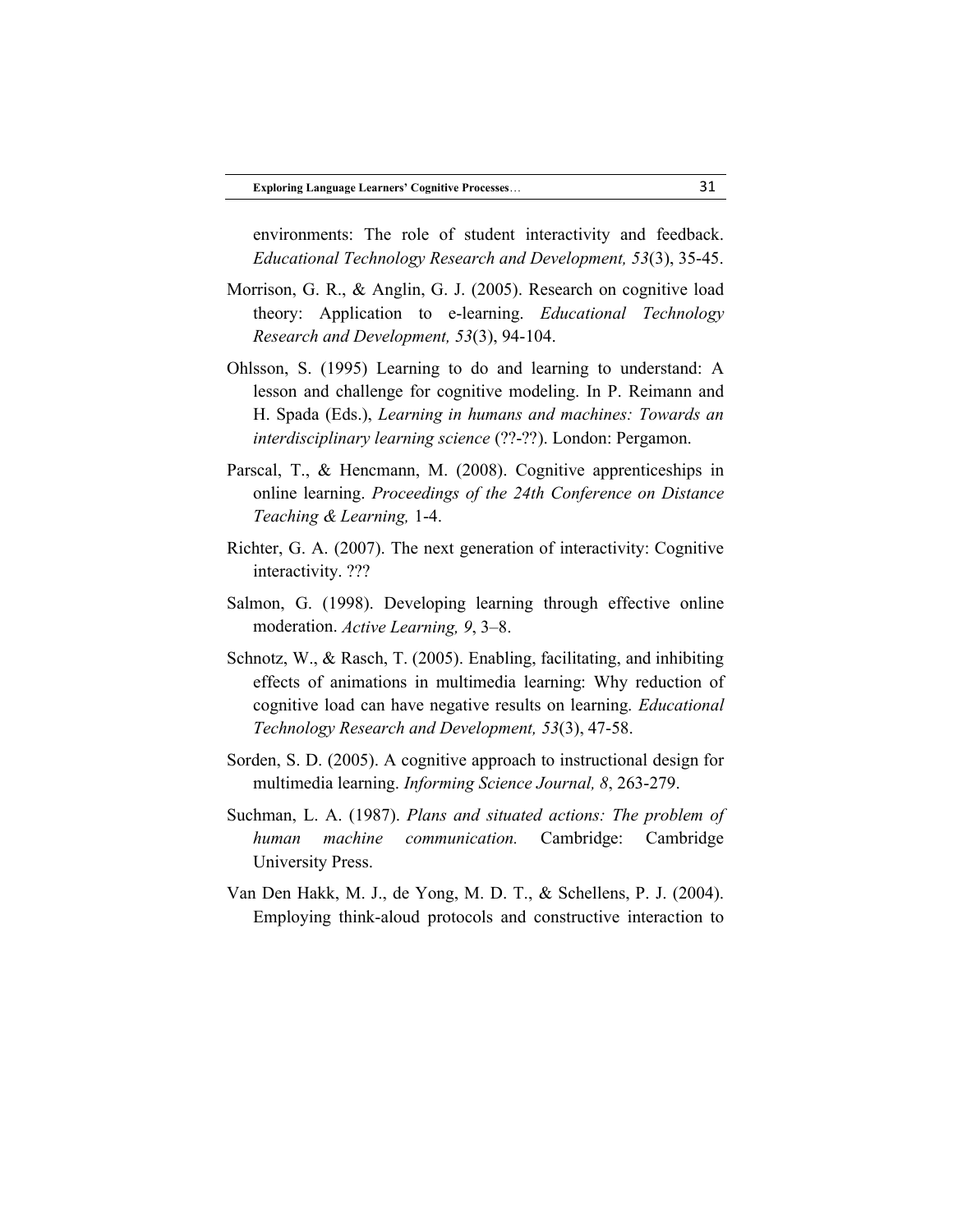environments: The role of student interactivity and feedback. *Educational Technology Research and Development, 53*(3), 35-45.

Morrison, G. R., & Anglin, G. J. (2005). Research on cognitive load theory: Application to e-learning. *Educational Technology Research and Development, 53*(3), 94-104.

Ohlsson, S. (1995) Learning to do and learning to understand: A lesson and challenge for cognitive modeling. In P. Reimann and H. Spada (Eds.), *Learning in humans and machines: Towards an interdisciplinary learning science* (??-??). London: Pergamon.

Parscal, T., & Hencmann, M. (2008). Cognitive apprenticeships in online learning. *Proceedings of the 24th Conference on Distance Teaching & Learning,* 1-4.

Richter, G. A. (2007). The next generation of interactivity: Cognitive interactivity. ???

Salmon, G. (1998). Developing learning through effective online moderation. *Active Learning, 9*, 3–8.

Schnotz, W., & Rasch, T. (2005). Enabling, facilitating, and inhibiting effects of animations in multimedia learning: Why reduction of cognitive load can have negative results on learning. *Educational Technology Research and Development, 53*(3), 47-58.

Sorden, S. D. (2005). A cognitive approach to instructional design for multimedia learning. *Informing Science Journal, 8*, 263-279.

Suchman, L. A. (1987). *Plans and situated actions: The problem of human machine communication.* Cambridge: Cambridge University Press.

Van Den Hakk, M. J., de Yong, M. D. T., & Schellens, P. J. (2004). Employing think-aloud protocols and constructive interaction to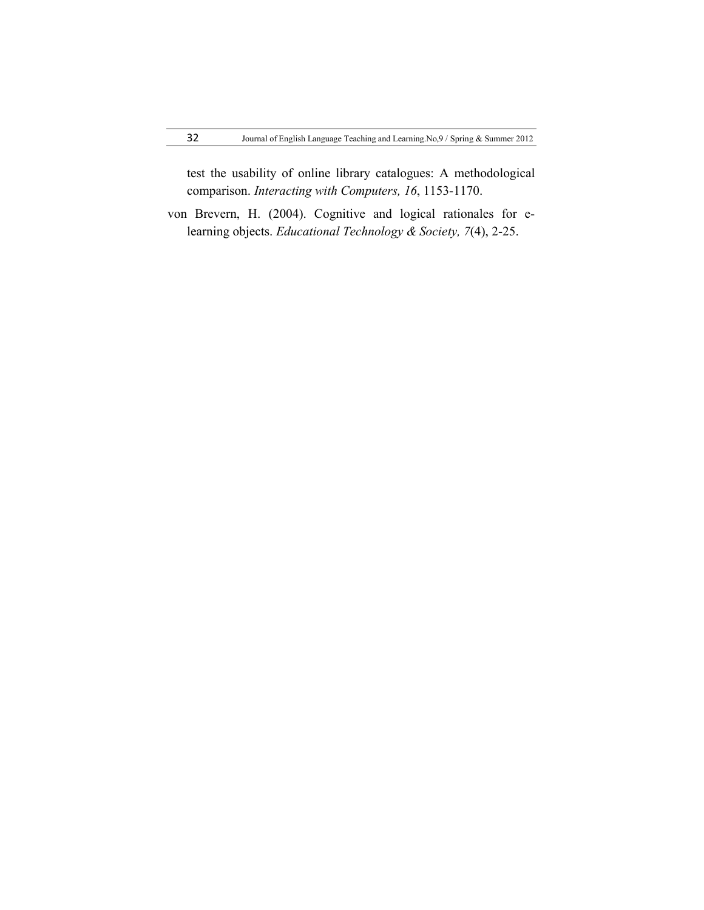test the usability of online library catalogues: A methodological comparison. *Interacting with Computers, 16*, 1153-1170.

von Brevern, H. (2004). Cognitive and logical rationales for e-learning objects. *Educational Technology & Society, 7*(4), 2-25.